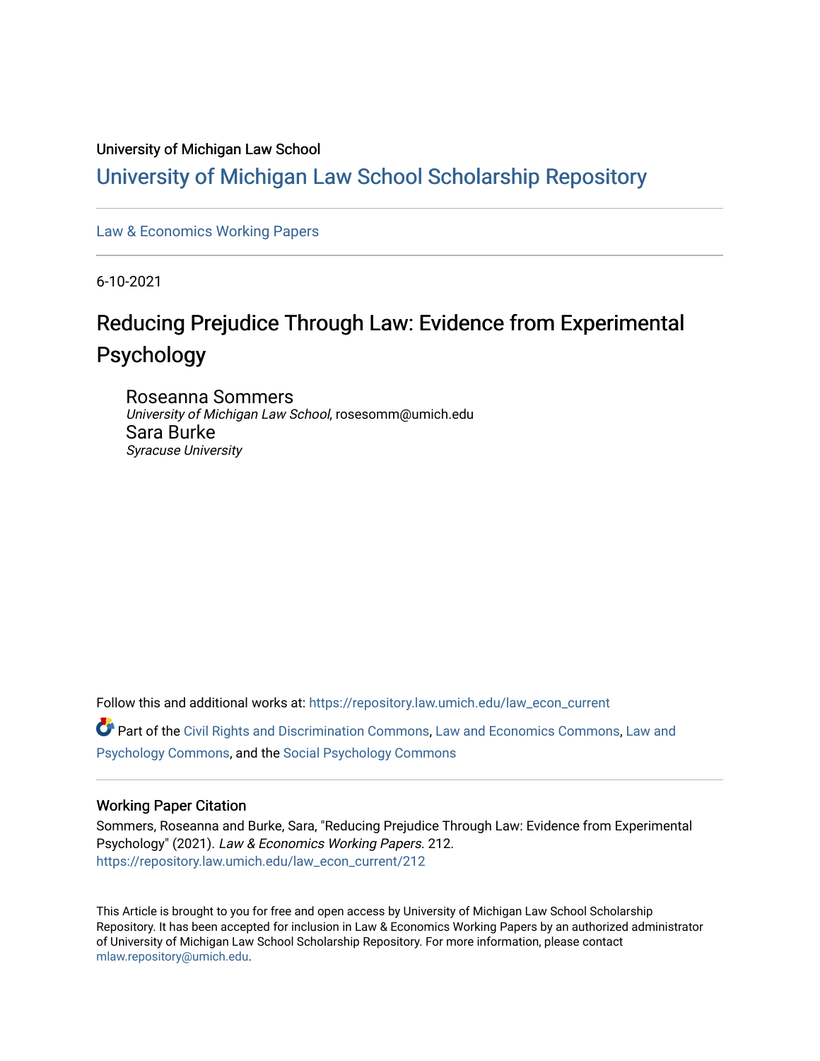University of Michigan Law School

# University of Michigan Law School Scholarship Repository

Law & Economics Working Papers

6-10-2021

## Reducing Prejudice Through Law: Evidence from Experimental Psychology

Roseanna Sommers
*University of Michigan Law School*, rosesomm@umich.edu

Sara Burke
*Syracuse University*

Follow this and additional works at: https://repository.law.umich.edu/law_econ_current

Part of the Civil Rights and Discrimination Commons, Law and Economics Commons, Law and Psychology Commons, and the Social Psychology Commons

### Working Paper Citation

Sommers, Roseanna and Burke, Sara, "Reducing Prejudice Through Law: Evidence from Experimental Psychology" (2021). *Law & Economics Working Papers*. 212.
https://repository.law.umich.edu/law_econ_current/212

This Article is brought to you for free and open access by University of Michigan Law School Scholarship Repository. It has been accepted for inclusion in Law & Economics Working Papers by an authorized administrator of University of Michigan Law School Scholarship Repository. For more information, please contact mlaw.repository@umich.edu.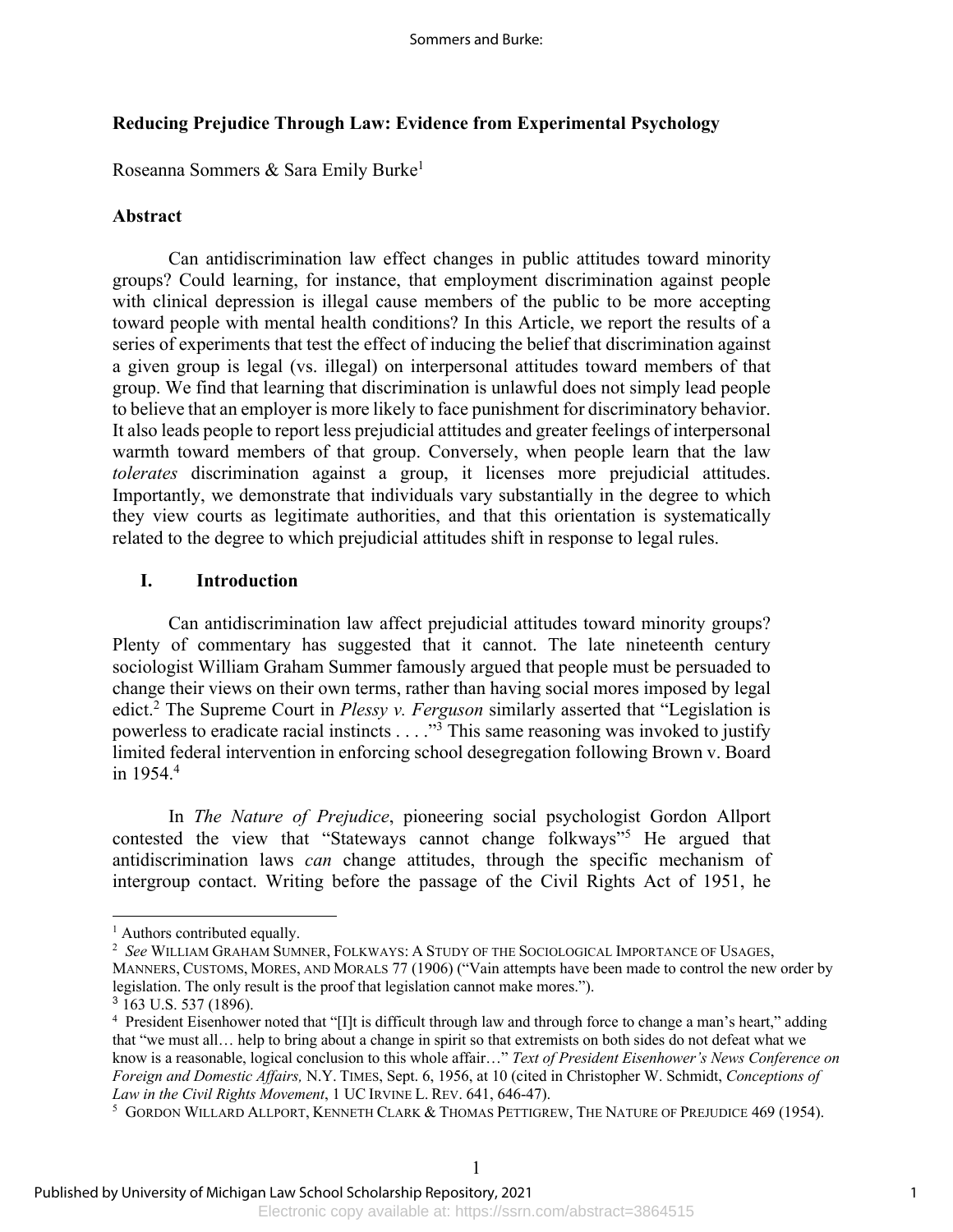# Reducing Prejudice Through Law: Evidence from Experimental Psychology

Roseanna Sommers & Sara Emily Burke[1]

## Abstract

Can antidiscrimination law effect changes in public attitudes toward minority groups? Could learning, for instance, that employment discrimination against people with clinical depression is illegal cause members of the public to be more accepting toward people with mental health conditions? In this Article, we report the results of a series of experiments that test the effect of inducing the belief that discrimination against a given group is legal (vs. illegal) on interpersonal attitudes toward members of that group. We find that learning that discrimination is unlawful does not simply lead people to believe that an employer is more likely to face punishment for discriminatory behavior. It also leads people to report less prejudicial attitudes and greater feelings of interpersonal warmth toward members of that group. Conversely, when people learn that the law *tolerates* discrimination against a group, it licenses more prejudicial attitudes. Importantly, we demonstrate that individuals vary substantially in the degree to which they view courts as legitimate authorities, and that this orientation is systematically related to the degree to which prejudicial attitudes shift in response to legal rules.

## I. Introduction

Can antidiscrimination law affect prejudicial attitudes toward minority groups? Plenty of commentary has suggested that it cannot. The late nineteenth century sociologist William Graham Summer famously argued that people must be persuaded to change their views on their own terms, rather than having social mores imposed by legal edict.[2] The Supreme Court in *Plessy v. Ferguson* similarly asserted that "Legislation is powerless to eradicate racial instincts . . . ."[3] This same reasoning was invoked to justify limited federal intervention in enforcing school desegregation following Brown v. Board in 1954.[4]

In *The Nature of Prejudice*, pioneering social psychologist Gordon Allport contested the view that "Stateways cannot change folkways"[5] He argued that antidiscrimination laws *can* change attitudes, through the specific mechanism of intergroup contact. Writing before the passage of the Civil Rights Act of 1951, he

---

[1] Authors contributed equally.

[2] *See* WILLIAM GRAHAM SUMNER, FOLKWAYS: A STUDY OF THE SOCIOLOGICAL IMPORTANCE OF USAGES, MANNERS, CUSTOMS, MORES, AND MORALS 77 (1906) ("Vain attempts have been made to control the new order by legislation. The only result is the proof that legislation cannot make mores.").

[3] 163 U.S. 537 (1896).

[4] President Eisenhower noted that "[I]t is difficult through law and through force to change a man's heart," adding that "we must all… help to bring about a change in spirit so that extremists on both sides do not defeat what we know is a reasonable, logical conclusion to this whole affair…" *Text of President Eisenhower's News Conference on Foreign and Domestic Affairs,* N.Y. TIMES, Sept. 6, 1956, at 10 (cited in Christopher W. Schmidt, *Conceptions of Law in the Civil Rights Movement*, 1 UC IRVINE L. REV. 641, 646-47).

[5] GORDON WILLARD ALLPORT, KENNETH CLARK & THOMAS PETTIGREW, THE NATURE OF PREJUDICE 469 (1954).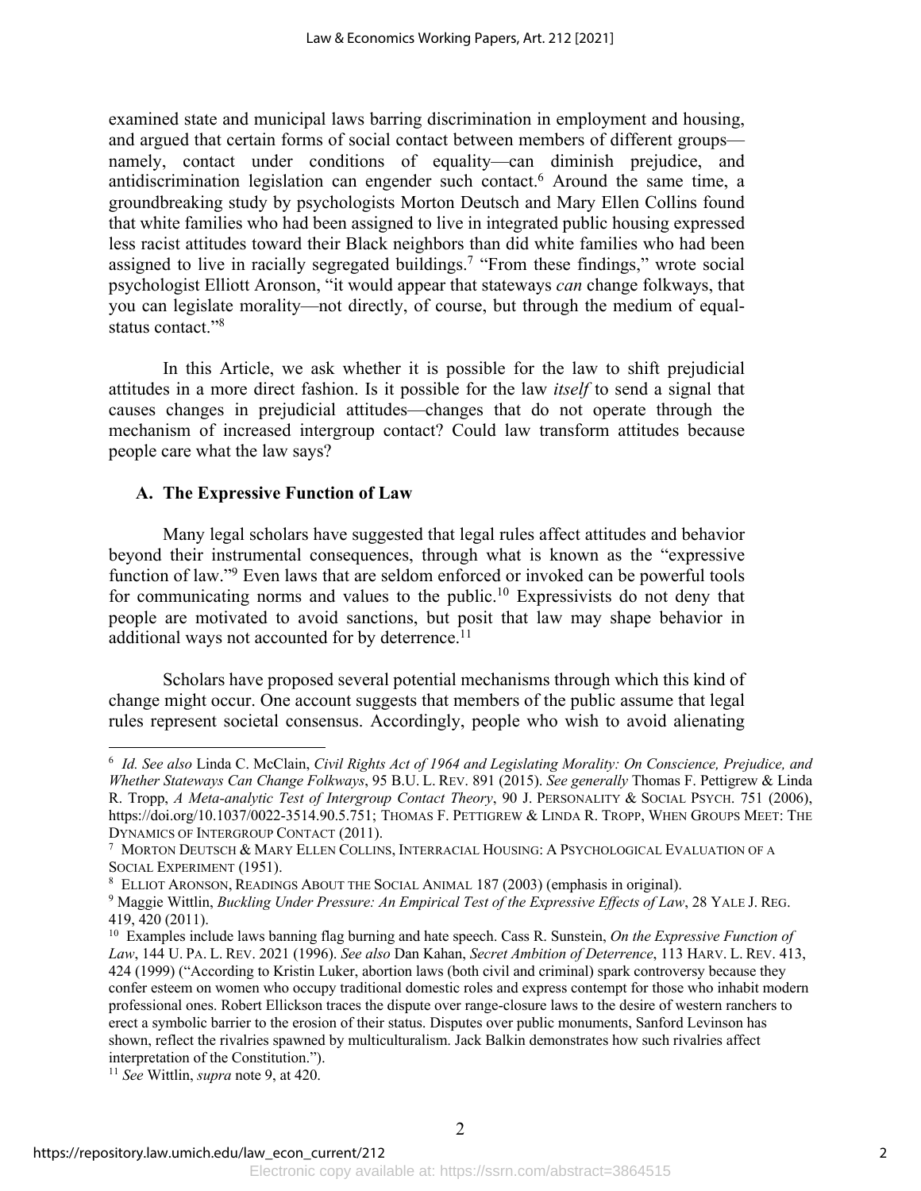examined state and municipal laws barring discrimination in employment and housing, and argued that certain forms of social contact between members of different groups—namely, contact under conditions of equality—can diminish prejudice, and antidiscrimination legislation can engender such contact.[6] Around the same time, a groundbreaking study by psychologists Morton Deutsch and Mary Ellen Collins found that white families who had been assigned to live in integrated public housing expressed less racist attitudes toward their Black neighbors than did white families who had been assigned to live in racially segregated buildings.[7] "From these findings," wrote social psychologist Elliott Aronson, "it would appear that stateways *can* change folkways, that you can legislate morality—not directly, of course, but through the medium of equal-status contact."[8]

In this Article, we ask whether it is possible for the law to shift prejudicial attitudes in a more direct fashion. Is it possible for the law *itself* to send a signal that causes changes in prejudicial attitudes—changes that do not operate through the mechanism of increased intergroup contact? Could law transform attitudes because people care what the law says?

### A. The Expressive Function of Law

Many legal scholars have suggested that legal rules affect attitudes and behavior beyond their instrumental consequences, through what is known as the "expressive function of law."[9] Even laws that are seldom enforced or invoked can be powerful tools for communicating norms and values to the public.[10] Expressivists do not deny that people are motivated to avoid sanctions, but posit that law may shape behavior in additional ways not accounted for by deterrence.[11]

Scholars have proposed several potential mechanisms through which this kind of change might occur. One account suggests that members of the public assume that legal rules represent societal consensus. Accordingly, people who wish to avoid alienating

---

[6] *Id. See also* Linda C. McClain, *Civil Rights Act of 1964 and Legislating Morality: On Conscience, Prejudice, and Whether Stateways Can Change Folkways*, 95 B.U. L. REV. 891 (2015). *See generally* Thomas F. Pettigrew & Linda R. Tropp, *A Meta-analytic Test of Intergroup Contact Theory*, 90 J. PERSONALITY & SOCIAL PSYCH. 751 (2006), https://doi.org/10.1037/0022-3514.90.5.751; THOMAS F. PETTIGREW & LINDA R. TROPP, WHEN GROUPS MEET: THE DYNAMICS OF INTERGROUP CONTACT (2011).

[7] MORTON DEUTSCH & MARY ELLEN COLLINS, INTERRACIAL HOUSING: A PSYCHOLOGICAL EVALUATION OF A SOCIAL EXPERIMENT (1951).

[8] ELLIOT ARONSON, READINGS ABOUT THE SOCIAL ANIMAL 187 (2003) (emphasis in original).

[9] Maggie Wittlin, *Buckling Under Pressure: An Empirical Test of the Expressive Effects of Law*, 28 YALE J. REG. 419, 420 (2011).

[10] Examples include laws banning flag burning and hate speech. Cass R. Sunstein, *On the Expressive Function of Law*, 144 U. PA. L. REV. 2021 (1996). *See also* Dan Kahan, *Secret Ambition of Deterrence*, 113 HARV. L. REV. 413, 424 (1999) ("According to Kristin Luker, abortion laws (both civil and criminal) spark controversy because they confer esteem on women who occupy traditional domestic roles and express contempt for those who inhabit modern professional ones. Robert Ellickson traces the dispute over range-closure laws to the desire of western ranchers to erect a symbolic barrier to the erosion of their status. Disputes over public monuments, Sanford Levinson has shown, reflect the rivalries spawned by multiculturalism. Jack Balkin demonstrates how such rivalries affect interpretation of the Constitution.").

[11] *See* Wittlin, *supra* note 9, at 420.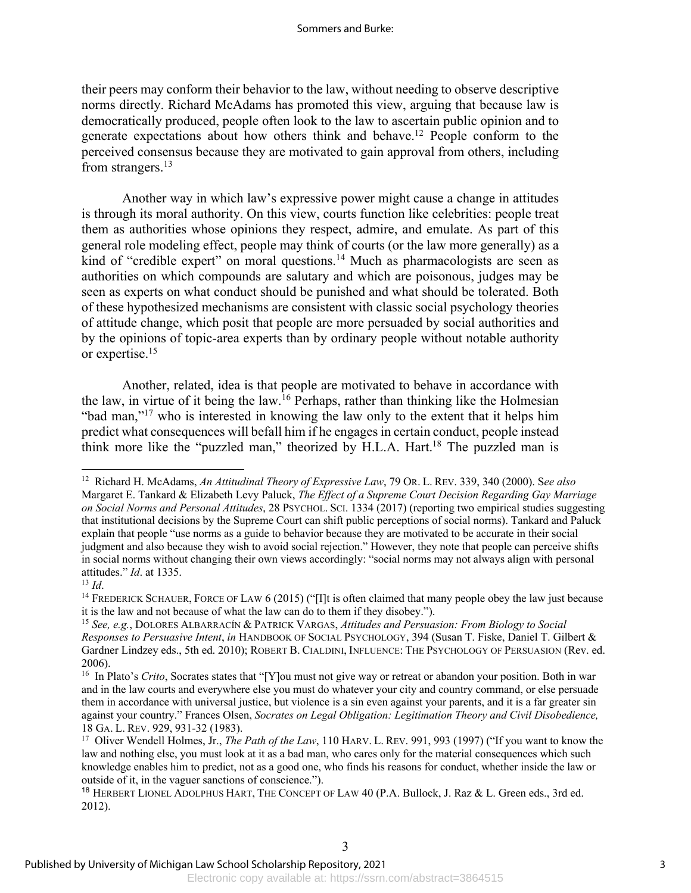their peers may conform their behavior to the law, without needing to observe descriptive norms directly. Richard McAdams has promoted this view, arguing that because law is democratically produced, people often look to the law to ascertain public opinion and to generate expectations about how others think and behave.[12] People conform to the perceived consensus because they are motivated to gain approval from others, including from strangers.[13]

Another way in which law's expressive power might cause a change in attitudes is through its moral authority. On this view, courts function like celebrities: people treat them as authorities whose opinions they respect, admire, and emulate. As part of this general role modeling effect, people may think of courts (or the law more generally) as a kind of "credible expert" on moral questions.[14] Much as pharmacologists are seen as authorities on which compounds are salutary and which are poisonous, judges may be seen as experts on what conduct should be punished and what should be tolerated. Both of these hypothesized mechanisms are consistent with classic social psychology theories of attitude change, which posit that people are more persuaded by social authorities and by the opinions of topic-area experts than by ordinary people without notable authority or expertise.[15]

Another, related, idea is that people are motivated to behave in accordance with the law, in virtue of it being the law.[16] Perhaps, rather than thinking like the Holmesian "bad man,"[17] who is interested in knowing the law only to the extent that it helps him predict what consequences will befall him if he engages in certain conduct, people instead think more like the "puzzled man," theorized by H.L.A. Hart.[18] The puzzled man is

---

[12] Richard H. McAdams, *An Attitudinal Theory of Expressive Law*, 79 OR. L. REV. 339, 340 (2000). S*ee also* Margaret E. Tankard & Elizabeth Levy Paluck, *The Effect of a Supreme Court Decision Regarding Gay Marriage on Social Norms and Personal Attitudes*, 28 PSYCHOL. SCI. 1334 (2017) (reporting two empirical studies suggesting that institutional decisions by the Supreme Court can shift public perceptions of social norms). Tankard and Paluck explain that people "use norms as a guide to behavior because they are motivated to be accurate in their social judgment and also because they wish to avoid social rejection." However, they note that people can perceive shifts in social norms without changing their own views accordingly: "social norms may not always align with personal attitudes." *Id*. at 1335.

[13] *Id*.

[14] FREDERICK SCHAUER, FORCE OF LAW 6 (2015) ("[I]t is often claimed that many people obey the law just because it is the law and not because of what the law can do to them if they disobey.").

[15] *See, e.g.*, DOLORES ALBARRACÍN & PATRICK VARGAS, *Attitudes and Persuasion: From Biology to Social Responses to Persuasive Intent*, *in* HANDBOOK OF SOCIAL PSYCHOLOGY, 394 (Susan T. Fiske, Daniel T. Gilbert & Gardner Lindzey eds., 5th ed. 2010); ROBERT B. CIALDINI, INFLUENCE: THE PSYCHOLOGY OF PERSUASION (Rev. ed. 2006).

[16] In Plato's *Crito*, Socrates states that "[Y]ou must not give way or retreat or abandon your position. Both in war and in the law courts and everywhere else you must do whatever your city and country command, or else persuade them in accordance with universal justice, but violence is a sin even against your parents, and it is a far greater sin against your country." Frances Olsen, *Socrates on Legal Obligation: Legitimation Theory and Civil Disobedience,* 18 GA. L. REV. 929, 931-32 (1983).

[17] Oliver Wendell Holmes, Jr., *The Path of the Law*, 110 HARV. L. REV. 991, 993 (1997) ("If you want to know the law and nothing else, you must look at it as a bad man, who cares only for the material consequences which such knowledge enables him to predict, not as a good one, who finds his reasons for conduct, whether inside the law or outside of it, in the vaguer sanctions of conscience.").

[18] HERBERT LIONEL ADOLPHUS HART, THE CONCEPT OF LAW 40 (P.A. Bullock, J. Raz & L. Green eds., 3rd ed. 2012).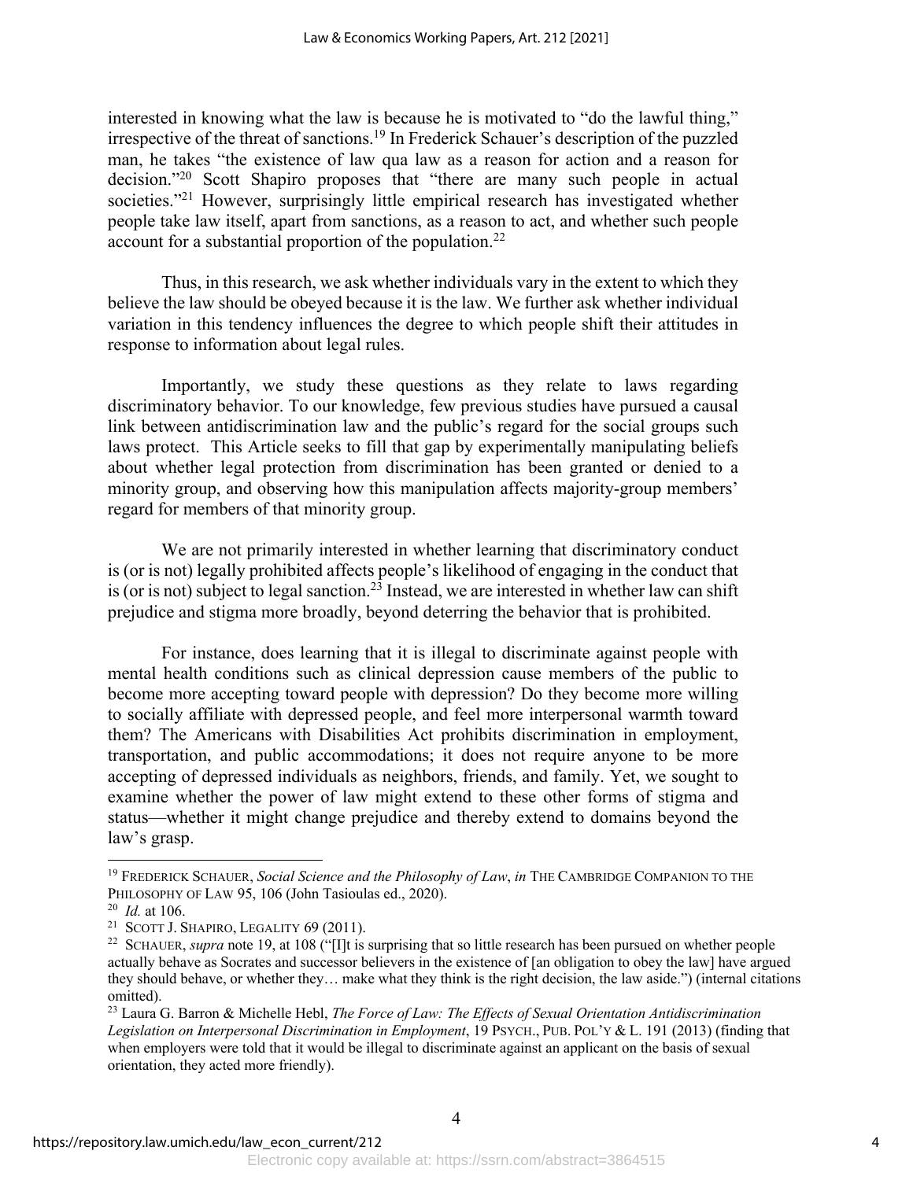interested in knowing what the law is because he is motivated to "do the lawful thing," irrespective of the threat of sanctions.[19] In Frederick Schauer's description of the puzzled man, he takes "the existence of law qua law as a reason for action and a reason for decision."[20] Scott Shapiro proposes that "there are many such people in actual societies."[21] However, surprisingly little empirical research has investigated whether people take law itself, apart from sanctions, as a reason to act, and whether such people account for a substantial proportion of the population.[22]

Thus, in this research, we ask whether individuals vary in the extent to which they believe the law should be obeyed because it is the law. We further ask whether individual variation in this tendency influences the degree to which people shift their attitudes in response to information about legal rules.

Importantly, we study these questions as they relate to laws regarding discriminatory behavior. To our knowledge, few previous studies have pursued a causal link between antidiscrimination law and the public's regard for the social groups such laws protect. This Article seeks to fill that gap by experimentally manipulating beliefs about whether legal protection from discrimination has been granted or denied to a minority group, and observing how this manipulation affects majority-group members' regard for members of that minority group.

We are not primarily interested in whether learning that discriminatory conduct is (or is not) legally prohibited affects people's likelihood of engaging in the conduct that is (or is not) subject to legal sanction.[23] Instead, we are interested in whether law can shift prejudice and stigma more broadly, beyond deterring the behavior that is prohibited.

For instance, does learning that it is illegal to discriminate against people with mental health conditions such as clinical depression cause members of the public to become more accepting toward people with depression? Do they become more willing to socially affiliate with depressed people, and feel more interpersonal warmth toward them? The Americans with Disabilities Act prohibits discrimination in employment, transportation, and public accommodations; it does not require anyone to be more accepting of depressed individuals as neighbors, friends, and family. Yet, we sought to examine whether the power of law might extend to these other forms of stigma and status—whether it might change prejudice and thereby extend to domains beyond the law's grasp.

---

[19] FREDERICK SCHAUER, *Social Science and the Philosophy of Law*, *in* THE CAMBRIDGE COMPANION TO THE PHILOSOPHY OF LAW 95, 106 (John Tasioulas ed., 2020).

[20] *Id.* at 106.

[21] SCOTT J. SHAPIRO, LEGALITY 69 (2011).

[22] SCHAUER, *supra* note 19, at 108 ("[I]t is surprising that so little research has been pursued on whether people actually behave as Socrates and successor believers in the existence of [an obligation to obey the law] have argued they should behave, or whether they… make what they think is the right decision, the law aside.") (internal citations omitted).

[23] Laura G. Barron & Michelle Hebl, *The Force of Law: The Effects of Sexual Orientation Antidiscrimination Legislation on Interpersonal Discrimination in Employment*, 19 PSYCH., PUB. POL'Y & L. 191 (2013) (finding that when employers were told that it would be illegal to discriminate against an applicant on the basis of sexual orientation, they acted more friendly).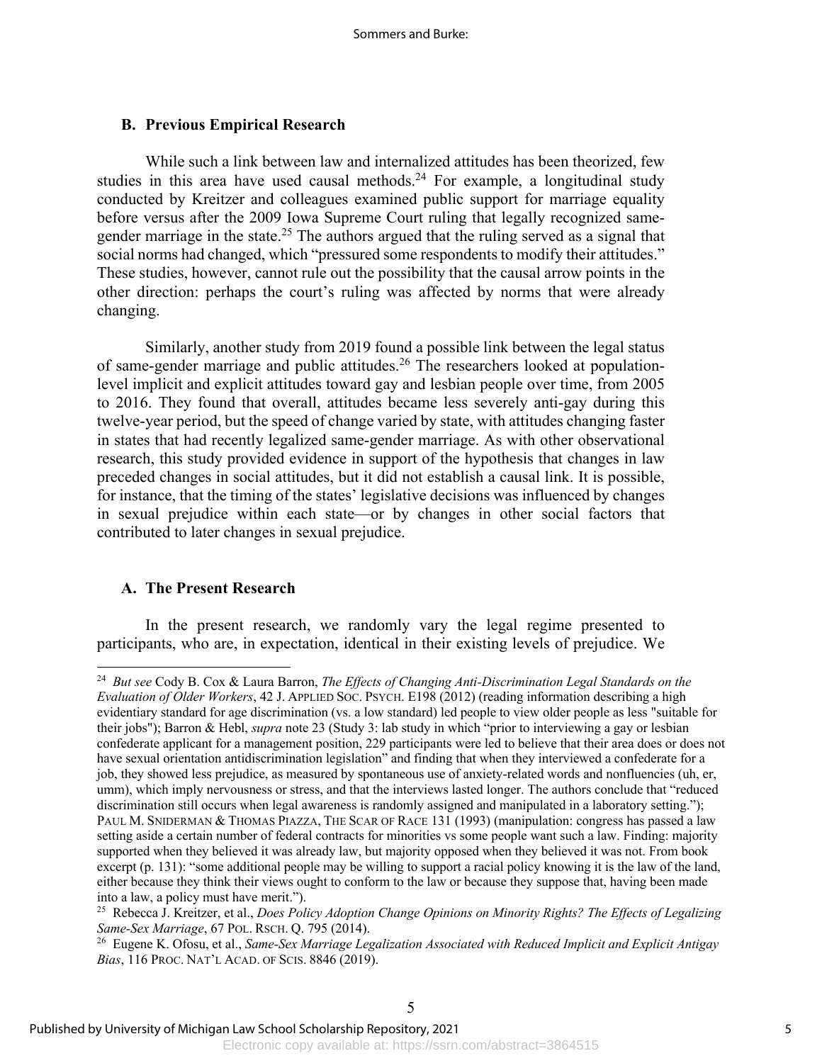## B. Previous Empirical Research

While such a link between law and internalized attitudes has been theorized, few studies in this area have used causal methods.[24] For example, a longitudinal study conducted by Kreitzer and colleagues examined public support for marriage equality before versus after the 2009 Iowa Supreme Court ruling that legally recognized same-gender marriage in the state.[25] The authors argued that the ruling served as a signal that social norms had changed, which "pressured some respondents to modify their attitudes." These studies, however, cannot rule out the possibility that the causal arrow points in the other direction: perhaps the court's ruling was affected by norms that were already changing.

Similarly, another study from 2019 found a possible link between the legal status of same-gender marriage and public attitudes.[26] The researchers looked at population-level implicit and explicit attitudes toward gay and lesbian people over time, from 2005 to 2016. They found that overall, attitudes became less severely anti-gay during this twelve-year period, but the speed of change varied by state, with attitudes changing faster in states that had recently legalized same-gender marriage. As with other observational research, this study provided evidence in support of the hypothesis that changes in law preceded changes in social attitudes, but it did not establish a causal link. It is possible, for instance, that the timing of the states' legislative decisions was influenced by changes in sexual prejudice within each state—or by changes in other social factors that contributed to later changes in sexual prejudice.

## A. The Present Research

In the present research, we randomly vary the legal regime presented to participants, who are, in expectation, identical in their existing levels of prejudice. We

---

[24] *But see* Cody B. Cox & Laura Barron, *The Effects of Changing Anti-Discrimination Legal Standards on the Evaluation of Older Workers*, 42 J. APPLIED SOC. PSYCH. E198 (2012) (reading information describing a high evidentiary standard for age discrimination (vs. a low standard) led people to view older people as less "suitable for their jobs"); Barron & Hebl, *supra* note 23 (Study 3: lab study in which "prior to interviewing a gay or lesbian confederate applicant for a management position, 229 participants were led to believe that their area does or does not have sexual orientation antidiscrimination legislation" and finding that when they interviewed a confederate for a job, they showed less prejudice, as measured by spontaneous use of anxiety-related words and nonfluencies (uh, er, umm), which imply nervousness or stress, and that the interviews lasted longer. The authors conclude that "reduced discrimination still occurs when legal awareness is randomly assigned and manipulated in a laboratory setting."); PAUL M. SNIDERMAN & THOMAS PIAZZA, THE SCAR OF RACE 131 (1993) (manipulation: congress has passed a law setting aside a certain number of federal contracts for minorities vs some people want such a law. Finding: majority supported when they believed it was already law, but majority opposed when they believed it was not. From book excerpt (p. 131): "some additional people may be willing to support a racial policy knowing it is the law of the land, either because they think their views ought to conform to the law or because they suppose that, having been made into a law, a policy must have merit.").

[25] Rebecca J. Kreitzer, et al., *Does Policy Adoption Change Opinions on Minority Rights? The Effects of Legalizing Same-Sex Marriage*, 67 POL. RSCH. Q. 795 (2014).

[26] Eugene K. Ofosu, et al., *Same-Sex Marriage Legalization Associated with Reduced Implicit and Explicit Antigay Bias*, 116 PROC. NAT'L ACAD. OF SCIS. 8846 (2019).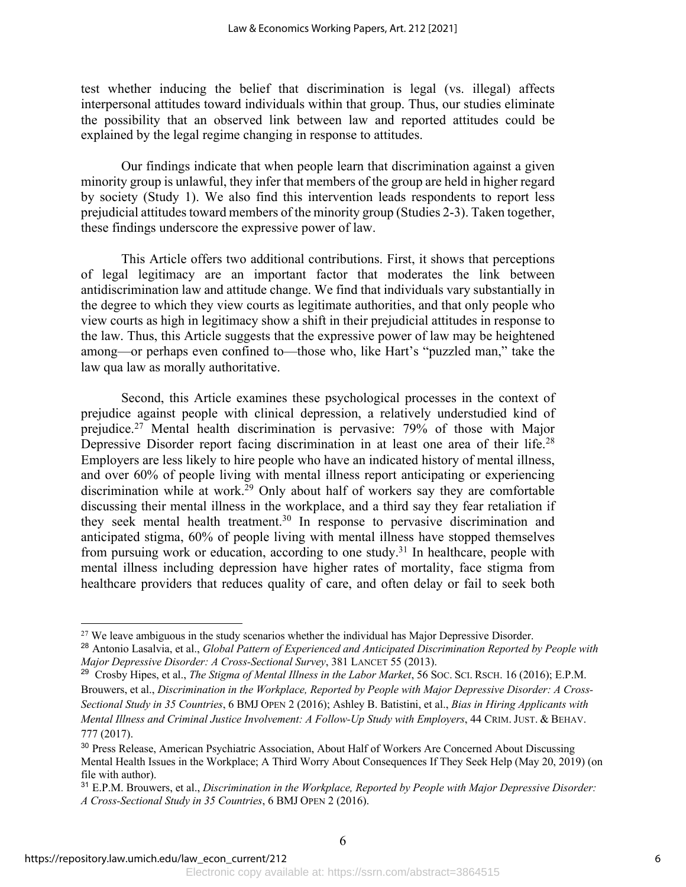test whether inducing the belief that discrimination is legal (vs. illegal) affects interpersonal attitudes toward individuals within that group. Thus, our studies eliminate the possibility that an observed link between law and reported attitudes could be explained by the legal regime changing in response to attitudes.

Our findings indicate that when people learn that discrimination against a given minority group is unlawful, they infer that members of the group are held in higher regard by society (Study 1). We also find this intervention leads respondents to report less prejudicial attitudes toward members of the minority group (Studies 2-3). Taken together, these findings underscore the expressive power of law.

This Article offers two additional contributions. First, it shows that perceptions of legal legitimacy are an important factor that moderates the link between antidiscrimination law and attitude change. We find that individuals vary substantially in the degree to which they view courts as legitimate authorities, and that only people who view courts as high in legitimacy show a shift in their prejudicial attitudes in response to the law. Thus, this Article suggests that the expressive power of law may be heightened among—or perhaps even confined to—those who, like Hart's "puzzled man," take the law qua law as morally authoritative.

Second, this Article examines these psychological processes in the context of prejudice against people with clinical depression, a relatively understudied kind of prejudice.[27] Mental health discrimination is pervasive: 79% of those with Major Depressive Disorder report facing discrimination in at least one area of their life.[28] Employers are less likely to hire people who have an indicated history of mental illness, and over 60% of people living with mental illness report anticipating or experiencing discrimination while at work.[29] Only about half of workers say they are comfortable discussing their mental illness in the workplace, and a third say they fear retaliation if they seek mental health treatment.[30] In response to pervasive discrimination and anticipated stigma, 60% of people living with mental illness have stopped themselves from pursuing work or education, according to one study.[31] In healthcare, people with mental illness including depression have higher rates of mortality, face stigma from healthcare providers that reduces quality of care, and often delay or fail to seek both

---

[27] We leave ambiguous in the study scenarios whether the individual has Major Depressive Disorder.

[28] Antonio Lasalvia, et al., *Global Pattern of Experienced and Anticipated Discrimination Reported by People with Major Depressive Disorder: A Cross-Sectional Survey*, 381 LANCET 55 (2013).

[29] Crosby Hipes, et al., *The Stigma of Mental Illness in the Labor Market*, 56 SOC. SCI. RSCH. 16 (2016); E.P.M. Brouwers, et al., *Discrimination in the Workplace, Reported by People with Major Depressive Disorder: A Cross-Sectional Study in 35 Countries*, 6 BMJ OPEN 2 (2016); Ashley B. Batistini, et al., *Bias in Hiring Applicants with Mental Illness and Criminal Justice Involvement: A Follow-Up Study with Employers*, 44 CRIM. JUST. & BEHAV. 777 (2017).

[30] Press Release, American Psychiatric Association, About Half of Workers Are Concerned About Discussing Mental Health Issues in the Workplace; A Third Worry About Consequences If They Seek Help (May 20, 2019) (on file with author).

[31] E.P.M. Brouwers, et al., *Discrimination in the Workplace, Reported by People with Major Depressive Disorder: A Cross-Sectional Study in 35 Countries*, 6 BMJ OPEN 2 (2016).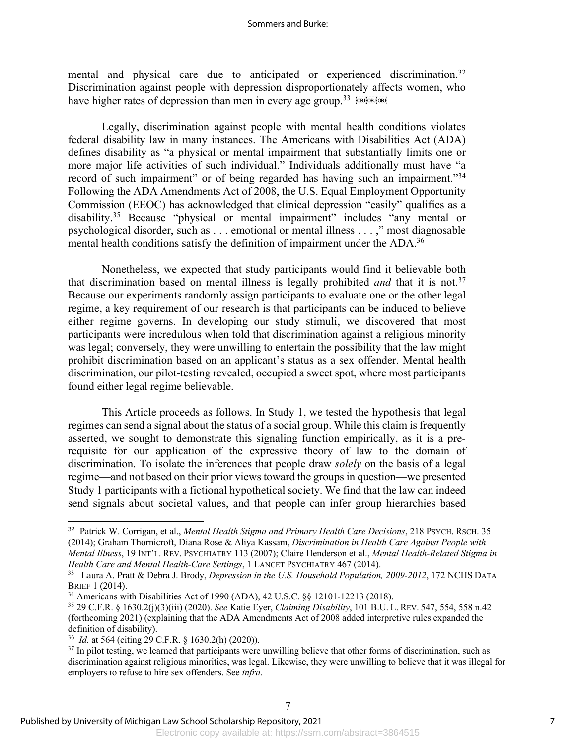mental and physical care due to anticipated or experienced discrimination.[32] Discrimination against people with depression disproportionately affects women, who have higher rates of depression than men in every age group.[33]

Legally, discrimination against people with mental health conditions violates federal disability law in many instances. The Americans with Disabilities Act (ADA) defines disability as "a physical or mental impairment that substantially limits one or more major life activities of such individual." Individuals additionally must have "a record of such impairment" or of being regarded has having such an impairment."[34] Following the ADA Amendments Act of 2008, the U.S. Equal Employment Opportunity Commission (EEOC) has acknowledged that clinical depression "easily" qualifies as a disability.[35] Because "physical or mental impairment" includes "any mental or psychological disorder, such as . . . emotional or mental illness . . . ," most diagnosable mental health conditions satisfy the definition of impairment under the ADA.[36]

Nonetheless, we expected that study participants would find it believable both that discrimination based on mental illness is legally prohibited *and* that it is not.[37] Because our experiments randomly assign participants to evaluate one or the other legal regime, a key requirement of our research is that participants can be induced to believe either regime governs. In developing our study stimuli, we discovered that most participants were incredulous when told that discrimination against a religious minority was legal; conversely, they were unwilling to entertain the possibility that the law might prohibit discrimination based on an applicant's status as a sex offender. Mental health discrimination, our pilot-testing revealed, occupied a sweet spot, where most participants found either legal regime believable.

This Article proceeds as follows. In Study 1, we tested the hypothesis that legal regimes can send a signal about the status of a social group. While this claim is frequently asserted, we sought to demonstrate this signaling function empirically, as it is a pre-requisite for our application of the expressive theory of law to the domain of discrimination. To isolate the inferences that people draw *solely* on the basis of a legal regime—and not based on their prior views toward the groups in question—we presented Study 1 participants with a fictional hypothetical society. We find that the law can indeed send signals about societal values, and that people can infer group hierarchies based

---

[32] Patrick W. Corrigan, et al., *Mental Health Stigma and Primary Health Care Decisions*, 218 PSYCH. RSCH. 35 (2014); Graham Thornicroft, Diana Rose & Aliya Kassam, *Discrimination in Health Care Against People with Mental Illness*, 19 INT'L. REV. PSYCHIATRY 113 (2007); Claire Henderson et al., *Mental Health-Related Stigma in Health Care and Mental Health-Care Settings*, 1 LANCET PSYCHIATRY 467 (2014).

[33] Laura A. Pratt & Debra J. Brody, *Depression in the U.S. Household Population, 2009-2012*, 172 NCHS DATA BRIEF 1 (2014).

[34] Americans with Disabilities Act of 1990 (ADA), 42 U.S.C. §§ 12101-12213 (2018).

[35] 29 C.F.R. § 1630.2(j)(3)(iii) (2020). *See* Katie Eyer, *Claiming Disability*, 101 B.U. L. REV. 547, 554, 558 n.42 (forthcoming 2021) (explaining that the ADA Amendments Act of 2008 added interpretive rules expanded the definition of disability).

[36] *Id.* at 564 (citing 29 C.F.R. § 1630.2(h) (2020)).

[37] In pilot testing, we learned that participants were unwilling believe that other forms of discrimination, such as discrimination against religious minorities, was legal. Likewise, they were unwilling to believe that it was illegal for employers to refuse to hire sex offenders. See *infra*.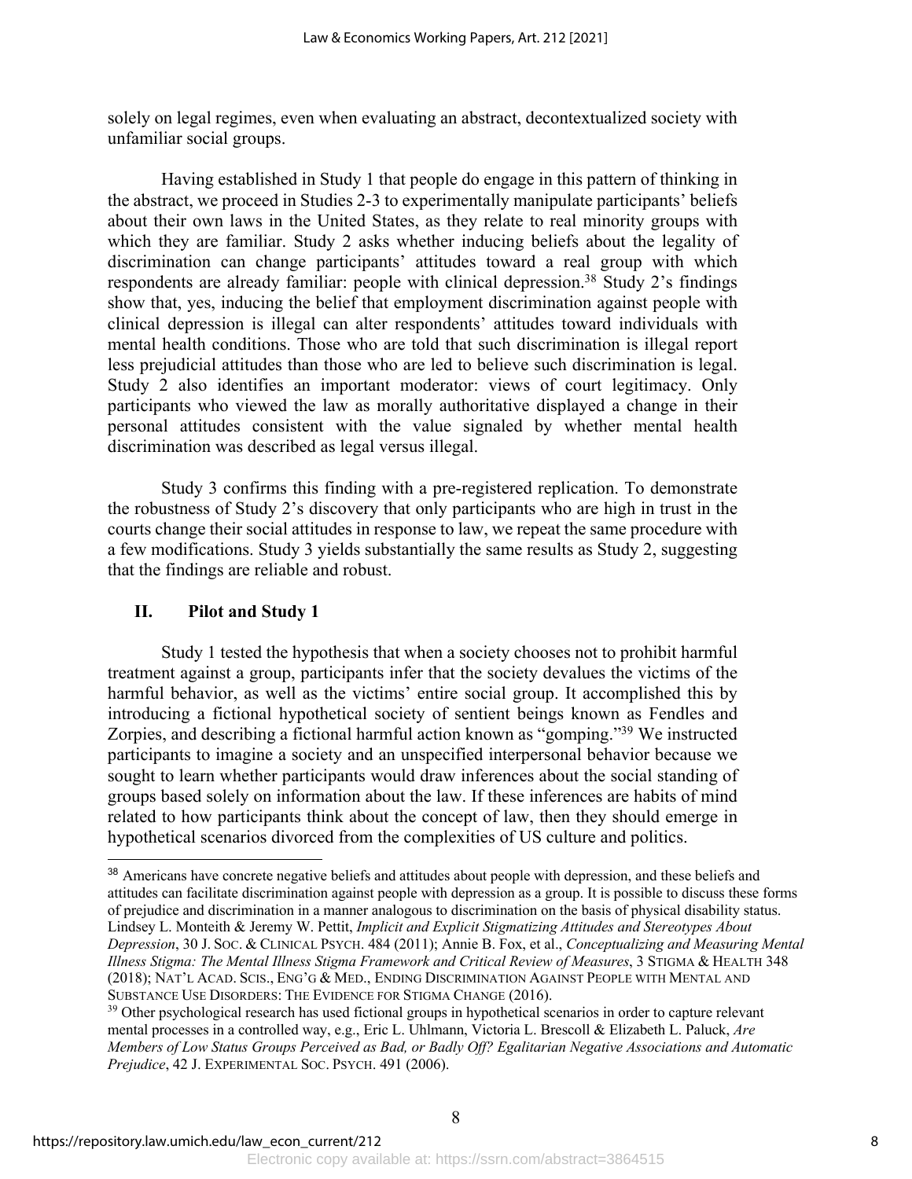solely on legal regimes, even when evaluating an abstract, decontextualized society with unfamiliar social groups.

Having established in Study 1 that people do engage in this pattern of thinking in the abstract, we proceed in Studies 2-3 to experimentally manipulate participants' beliefs about their own laws in the United States, as they relate to real minority groups with which they are familiar. Study 2 asks whether inducing beliefs about the legality of discrimination can change participants' attitudes toward a real group with which respondents are already familiar: people with clinical depression.[38] Study 2's findings show that, yes, inducing the belief that employment discrimination against people with clinical depression is illegal can alter respondents' attitudes toward individuals with mental health conditions. Those who are told that such discrimination is illegal report less prejudicial attitudes than those who are led to believe such discrimination is legal. Study 2 also identifies an important moderator: views of court legitimacy. Only participants who viewed the law as morally authoritative displayed a change in their personal attitudes consistent with the value signaled by whether mental health discrimination was described as legal versus illegal.

Study 3 confirms this finding with a pre-registered replication. To demonstrate the robustness of Study 2's discovery that only participants who are high in trust in the courts change their social attitudes in response to law, we repeat the same procedure with a few modifications. Study 3 yields substantially the same results as Study 2, suggesting that the findings are reliable and robust.

## II. Pilot and Study 1

Study 1 tested the hypothesis that when a society chooses not to prohibit harmful treatment against a group, participants infer that the society devalues the victims of the harmful behavior, as well as the victims' entire social group. It accomplished this by introducing a fictional hypothetical society of sentient beings known as Fendles and Zorpies, and describing a fictional harmful action known as "gomping."[39] We instructed participants to imagine a society and an unspecified interpersonal behavior because we sought to learn whether participants would draw inferences about the social standing of groups based solely on information about the law. If these inferences are habits of mind related to how participants think about the concept of law, then they should emerge in hypothetical scenarios divorced from the complexities of US culture and politics.

---

[38] Americans have concrete negative beliefs and attitudes about people with depression, and these beliefs and attitudes can facilitate discrimination against people with depression as a group. It is possible to discuss these forms of prejudice and discrimination in a manner analogous to discrimination on the basis of physical disability status. Lindsey L. Monteith & Jeremy W. Pettit, *Implicit and Explicit Stigmatizing Attitudes and Stereotypes About Depression*, 30 J. SOC. & CLINICAL PSYCH. 484 (2011); Annie B. Fox, et al., *Conceptualizing and Measuring Mental Illness Stigma: The Mental Illness Stigma Framework and Critical Review of Measures*, 3 STIGMA & HEALTH 348 (2018); NAT'L ACAD. SCIS., ENG'G & MED., ENDING DISCRIMINATION AGAINST PEOPLE WITH MENTAL AND SUBSTANCE USE DISORDERS: THE EVIDENCE FOR STIGMA CHANGE (2016).

[39] Other psychological research has used fictional groups in hypothetical scenarios in order to capture relevant mental processes in a controlled way, e.g., Eric L. Uhlmann, Victoria L. Brescoll & Elizabeth L. Paluck, *Are Members of Low Status Groups Perceived as Bad, or Badly Off? Egalitarian Negative Associations and Automatic Prejudice*, 42 J. EXPERIMENTAL SOC. PSYCH. 491 (2006).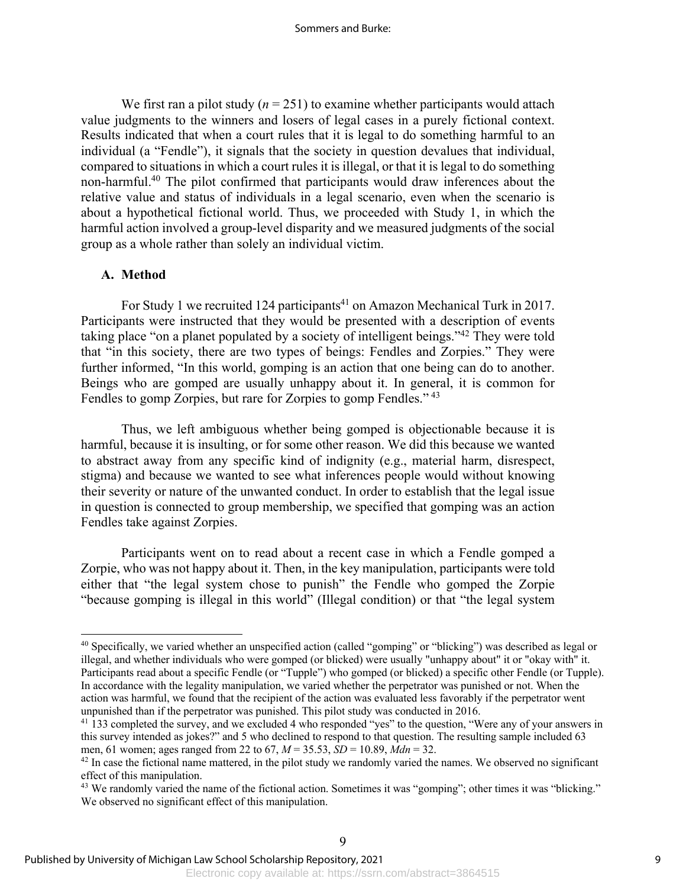We first ran a pilot study ($n = 251$) to examine whether participants would attach value judgments to the winners and losers of legal cases in a purely fictional context. Results indicated that when a court rules that it is legal to do something harmful to an individual (a "Fendle"), it signals that the society in question devalues that individual, compared to situations in which a court rules it is illegal, or that it is legal to do something non-harmful.[40] The pilot confirmed that participants would draw inferences about the relative value and status of individuals in a legal scenario, even when the scenario is about a hypothetical fictional world. Thus, we proceeded with Study 1, in which the harmful action involved a group-level disparity and we measured judgments of the social group as a whole rather than solely an individual victim.

### A. Method

For Study 1 we recruited 124 participants[41] on Amazon Mechanical Turk in 2017. Participants were instructed that they would be presented with a description of events taking place "on a planet populated by a society of intelligent beings."[42] They were told that "in this society, there are two types of beings: Fendles and Zorpies." They were further informed, "In this world, gomping is an action that one being can do to another. Beings who are gomped are usually unhappy about it. In general, it is common for Fendles to gomp Zorpies, but rare for Zorpies to gomp Fendles."[43]

Thus, we left ambiguous whether being gomped is objectionable because it is harmful, because it is insulting, or for some other reason. We did this because we wanted to abstract away from any specific kind of indignity (e.g., material harm, disrespect, stigma) and because we wanted to see what inferences people would without knowing their severity or nature of the unwanted conduct. In order to establish that the legal issue in question is connected to group membership, we specified that gomping was an action Fendles take against Zorpies.

Participants went on to read about a recent case in which a Fendle gomped a Zorpie, who was not happy about it. Then, in the key manipulation, participants were told either that "the legal system chose to punish" the Fendle who gomped the Zorpie "because gomping is illegal in this world" (Illegal condition) or that "the legal system

---

[40] Specifically, we varied whether an unspecified action (called "gomping" or "blicking") was described as legal or illegal, and whether individuals who were gomped (or blicked) were usually "unhappy about" it or "okay with" it. Participants read about a specific Fendle (or "Tupple") who gomped (or blicked) a specific other Fendle (or Tupple). In accordance with the legality manipulation, we varied whether the perpetrator was punished or not. When the action was harmful, we found that the recipient of the action was evaluated less favorably if the perpetrator went unpunished than if the perpetrator was punished. This pilot study was conducted in 2016.

[41] 133 completed the survey, and we excluded 4 who responded "yes" to the question, "Were any of your answers in this survey intended as jokes?" and 5 who declined to respond to that question. The resulting sample included 63 men, 61 women; ages ranged from 22 to 67, $M = 35.53$, $SD = 10.89$, $Mdn = 32$.

[42] In case the fictional name mattered, in the pilot study we randomly varied the names. We observed no significant effect of this manipulation.

[43] We randomly varied the name of the fictional action. Sometimes it was "gomping"; other times it was "blicking." We observed no significant effect of this manipulation.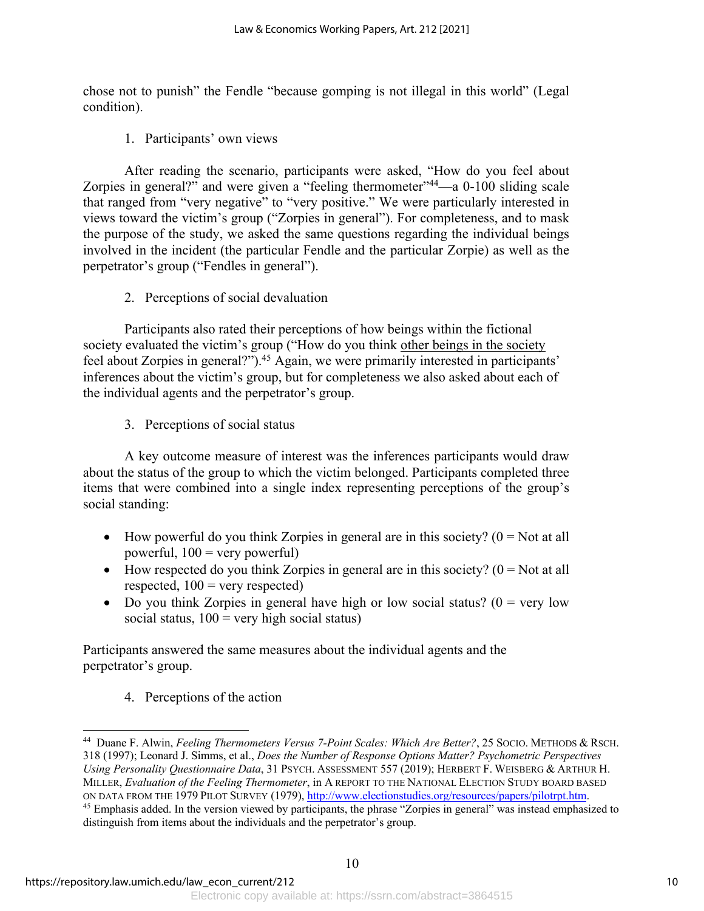chose not to punish" the Fendle "because gomping is not illegal in this world" (Legal condition).

1. Participants' own views

After reading the scenario, participants were asked, "How do you feel about Zorpies in general?" and were given a "feeling thermometer"[44]—a 0-100 sliding scale that ranged from "very negative" to "very positive." We were particularly interested in views toward the victim's group ("Zorpies in general"). For completeness, and to mask the purpose of the study, we asked the same questions regarding the individual beings involved in the incident (the particular Fendle and the particular Zorpie) as well as the perpetrator's group ("Fendles in general").

2. Perceptions of social devaluation

Participants also rated their perceptions of how beings within the fictional society evaluated the victim's group ("How do you think <u>other beings in the society</u> feel about Zorpies in general?").[45] Again, we were primarily interested in participants' inferences about the victim's group, but for completeness we also asked about each of the individual agents and the perpetrator's group.

3. Perceptions of social status

A key outcome measure of interest was the inferences participants would draw about the status of the group to which the victim belonged. Participants completed three items that were combined into a single index representing perceptions of the group's social standing:

- How powerful do you think Zorpies in general are in this society? (0 = Not at all powerful, 100 = very powerful)
- How respected do you think Zorpies in general are in this society? (0 = Not at all respected, 100 = very respected)
- Do you think Zorpies in general have high or low social status? (0 = very low social status, 100 = very high social status)

Participants answered the same measures about the individual agents and the perpetrator's group.

4. Perceptions of the action

---

[44] Duane F. Alwin, *Feeling Thermometers Versus 7-Point Scales: Which Are Better?*, 25 Socio. Methods & Rsch. 318 (1997); Leonard J. Simms, et al., *Does the Number of Response Options Matter? Psychometric Perspectives Using Personality Questionnaire Data*, 31 Psych. Assessment 557 (2019); Herbert F. Weisberg & Arthur H. Miller, *Evaluation of the Feeling Thermometer*, in A Report to the National Election Study Board Based on Data from the 1979 Pilot Survey (1979), http://www.electionstudies.org/resources/papers/pilotrpt.htm.

[45] Emphasis added. In the version viewed by participants, the phrase "Zorpies in general" was instead emphasized to distinguish from items about the individuals and the perpetrator's group.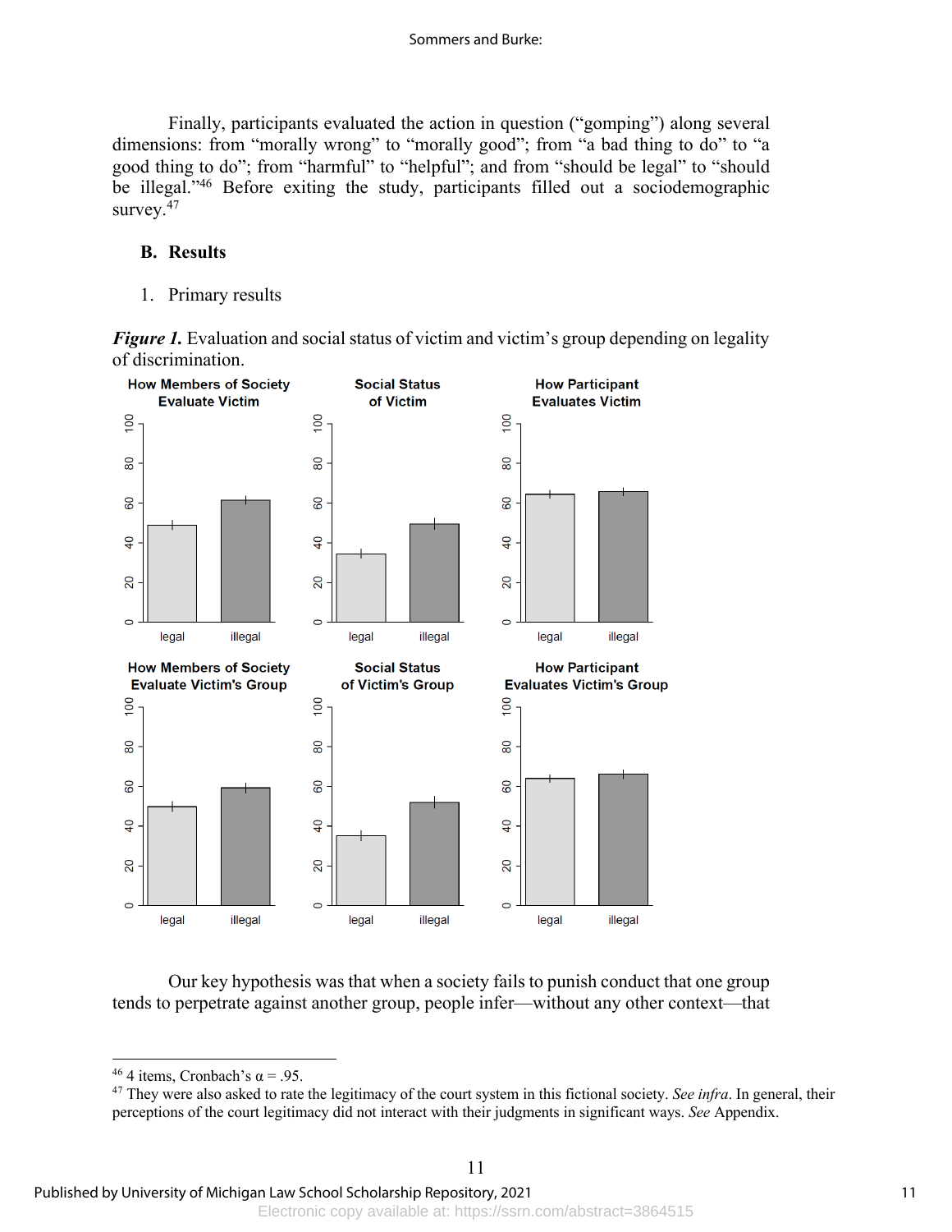Finally, participants evaluated the action in question (“gomping”) along several dimensions: from “morally wrong” to “morally good”; from “a bad thing to do” to “a good thing to do”; from “harmful” to “helpful”; and from “should be legal” to “should be illegal.”[46] Before exiting the study, participants filled out a sociodemographic survey.[47]

### B. Results

1. Primary results

***Figure 1.*** Evaluation and social status of victim and victim’s group depending on legality of discrimination.

Our key hypothesis was that when a society fails to punish conduct that one group tends to perpetrate against another group, people infer—without any other context—that

---

[46] 4 items, Cronbach’s $\alpha = .95$.

[47] They were also asked to rate the legitimacy of the court system in this fictional society. *See infra*. In general, their perceptions of the court legitimacy did not interact with their judgments in significant ways. *See* Appendix.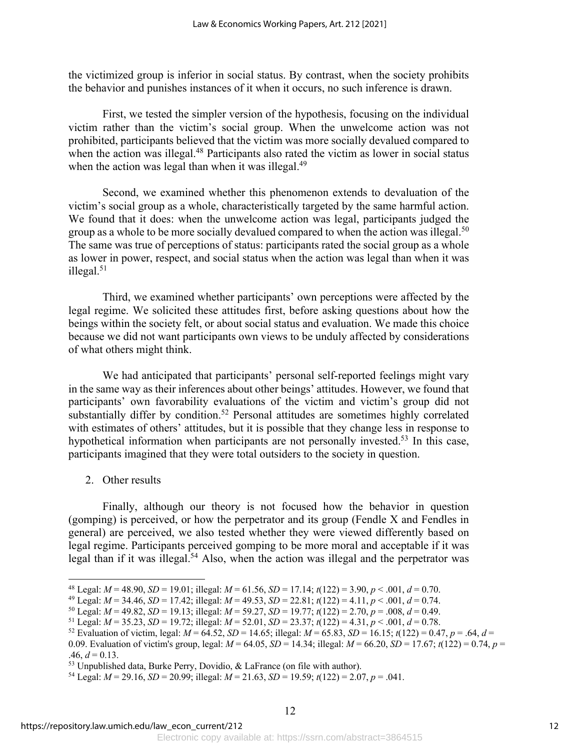the victimized group is inferior in social status. By contrast, when the society prohibits the behavior and punishes instances of it when it occurs, no such inference is drawn.

First, we tested the simpler version of the hypothesis, focusing on the individual victim rather than the victim's social group. When the unwelcome action was not prohibited, participants believed that the victim was more socially devalued compared to when the action was illegal.[48] Participants also rated the victim as lower in social status when the action was legal than when it was illegal.[49]

Second, we examined whether this phenomenon extends to devaluation of the victim's social group as a whole, characteristically targeted by the same harmful action. We found that it does: when the unwelcome action was legal, participants judged the group as a whole to be more socially devalued compared to when the action was illegal.[50] The same was true of perceptions of status: participants rated the social group as a whole as lower in power, respect, and social status when the action was legal than when it was illegal.[51]

Third, we examined whether participants' own perceptions were affected by the legal regime. We solicited these attitudes first, before asking questions about how the beings within the society felt, or about social status and evaluation. We made this choice because we did not want participants own views to be unduly affected by considerations of what others might think.

We had anticipated that participants' personal self-reported feelings might vary in the same way as their inferences about other beings' attitudes. However, we found that participants' own favorability evaluations of the victim and victim's group did not substantially differ by condition.[52] Personal attitudes are sometimes highly correlated with estimates of others' attitudes, but it is possible that they change less in response to hypothetical information when participants are not personally invested.[53] In this case, participants imagined that they were total outsiders to the society in question.

2. Other results

Finally, although our theory is not focused how the behavior in question (gomping) is perceived, or how the perpetrator and its group (Fendle X and Fendles in general) are perceived, we also tested whether they were viewed differently based on legal regime. Participants perceived gomping to be more moral and acceptable if it was legal than if it was illegal.[54] Also, when the action was illegal and the perpetrator was

---

[48] Legal: $M = 48.90$, $SD = 19.01$; illegal: $M = 61.56$, $SD = 17.14$; $t(122) = 3.90$, $p < .001$, $d = 0.70$.

[49] Legal: $M = 34.46$, $SD = 17.42$; illegal: $M = 49.53$, $SD = 22.81$; $t(122) = 4.11$, $p < .001$, $d = 0.74$.

[50] Legal: $M = 49.82$, $SD = 19.13$; illegal: $M = 59.27$, $SD = 19.77$; $t(122) = 2.70$, $p = .008$, $d = 0.49$.

[51] Legal: $M = 35.23$, $SD = 19.72$; illegal: $M = 52.01$, $SD = 23.37$; $t(122) = 4.31$, $p < .001$, $d = 0.78$.

[52] Evaluation of victim, legal: $M = 64.52$, $SD = 14.65$; illegal: $M = 65.83$, $SD = 16.15$; $t(122) = 0.47$, $p = .64$, $d = 0.09$. Evaluation of victim's group, legal: $M = 64.05$, $SD = 14.34$; illegal: $M = 66.20$, $SD = 17.67$; $t(122) = 0.74$, $p = .46$, $d = 0.13$.

[53] Unpublished data, Burke Perry, Dovidio, & LaFrance (on file with author).

[54] Legal: $M = 29.16$, $SD = 20.99$; illegal: $M = 21.63$, $SD = 19.59$; $t(122) = 2.07$, $p = .041$.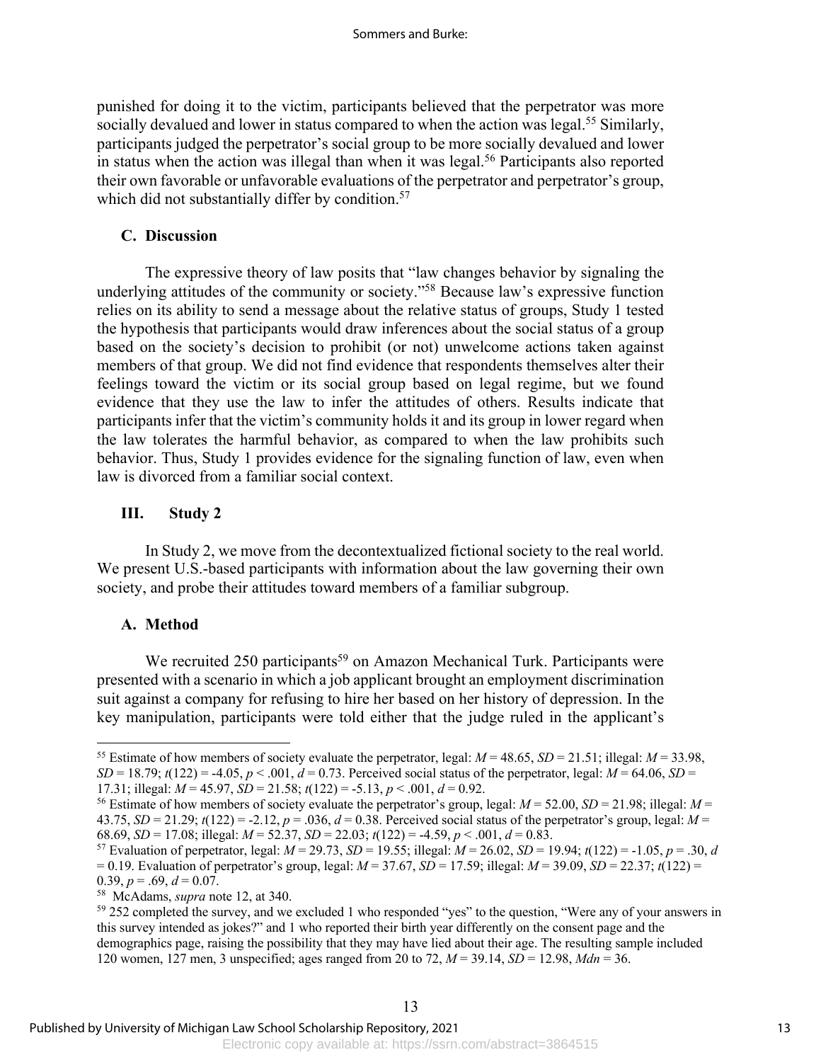punished for doing it to the victim, participants believed that the perpetrator was more socially devalued and lower in status compared to when the action was legal.[55] Similarly, participants judged the perpetrator's social group to be more socially devalued and lower in status when the action was illegal than when it was legal.[56] Participants also reported their own favorable or unfavorable evaluations of the perpetrator and perpetrator's group, which did not substantially differ by condition.[57]

### C. Discussion

The expressive theory of law posits that "law changes behavior by signaling the underlying attitudes of the community or society."[58] Because law's expressive function relies on its ability to send a message about the relative status of groups, Study 1 tested the hypothesis that participants would draw inferences about the social status of a group based on the society's decision to prohibit (or not) unwelcome actions taken against members of that group. We did not find evidence that respondents themselves alter their feelings toward the victim or its social group based on legal regime, but we found evidence that they use the law to infer the attitudes of others. Results indicate that participants infer that the victim's community holds it and its group in lower regard when the law tolerates the harmful behavior, as compared to when the law prohibits such behavior. Thus, Study 1 provides evidence for the signaling function of law, even when law is divorced from a familiar social context.

## III. Study 2

In Study 2, we move from the decontextualized fictional society to the real world. We present U.S.-based participants with information about the law governing their own society, and probe their attitudes toward members of a familiar subgroup.

### A. Method

We recruited 250 participants[59] on Amazon Mechanical Turk. Participants were presented with a scenario in which a job applicant brought an employment discrimination suit against a company for refusing to hire her based on her history of depression. In the key manipulation, participants were told either that the judge ruled in the applicant's

---

[55] Estimate of how members of society evaluate the perpetrator, legal: $M = 48.65$, $SD = 21.51$; illegal: $M = 33.98$, $SD = 18.79$; $t(122) = -4.05$, $p < .001$, $d = 0.73$. Perceived social status of the perpetrator, legal: $M = 64.06$, $SD = 17.31$; illegal: $M = 45.97$, $SD = 21.58$; $t(122) = -5.13$, $p < .001$, $d = 0.92$.

[56] Estimate of how members of society evaluate the perpetrator's group, legal: $M = 52.00$, $SD = 21.98$; illegal: $M = 43.75$, $SD = 21.29$; $t(122) = -2.12$, $p = .036$, $d = 0.38$. Perceived social status of the perpetrator's group, legal: $M = 68.69$, $SD = 17.08$; illegal: $M = 52.37$, $SD = 22.03$; $t(122) = -4.59$, $p < .001$, $d = 0.83$.

[57] Evaluation of perpetrator, legal: $M = 29.73$, $SD = 19.55$; illegal: $M = 26.02$, $SD = 19.94$; $t(122) = -1.05$, $p = .30$, $d = 0.19$. Evaluation of perpetrator's group, legal: $M = 37.67$, $SD = 17.59$; illegal: $M = 39.09$, $SD = 22.37$; $t(122) = 0.39$, $p = .69$, $d = 0.07$.

[58] McAdams, *supra* note 12, at 340.

[59] 252 completed the survey, and we excluded 1 who responded "yes" to the question, "Were any of your answers in this survey intended as jokes?" and 1 who reported their birth year differently on the consent page and the demographics page, raising the possibility that they may have lied about their age. The resulting sample included 120 women, 127 men, 3 unspecified; ages ranged from 20 to 72, $M = 39.14$, $SD = 12.98$, $Mdn = 36$.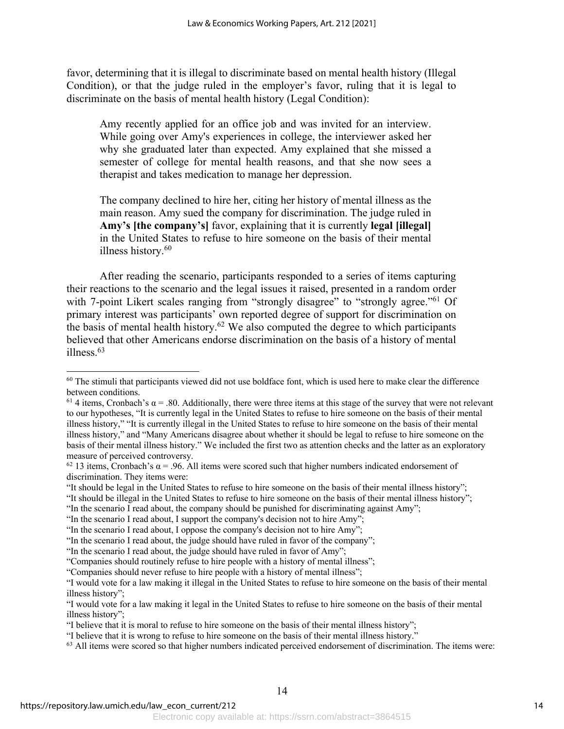favor, determining that it is illegal to discriminate based on mental health history (Illegal Condition), or that the judge ruled in the employer's favor, ruling that it is legal to discriminate on the basis of mental health history (Legal Condition):

> Amy recently applied for an office job and was invited for an interview. While going over Amy's experiences in college, the interviewer asked her why she graduated later than expected. Amy explained that she missed a semester of college for mental health reasons, and that she now sees a therapist and takes medication to manage her depression.
>
> The company declined to hire her, citing her history of mental illness as the main reason. Amy sued the company for discrimination. The judge ruled in **Amy's [the company's]** favor, explaining that it is currently **legal [illegal]** in the United States to refuse to hire someone on the basis of their mental illness history.[60]

After reading the scenario, participants responded to a series of items capturing their reactions to the scenario and the legal issues it raised, presented in a random order with 7-point Likert scales ranging from "strongly disagree" to "strongly agree."[61] Of primary interest was participants' own reported degree of support for discrimination on the basis of mental health history.[62] We also computed the degree to which participants believed that other Americans endorse discrimination on the basis of a history of mental illness.[63]

---

[60] The stimuli that participants viewed did not use boldface font, which is used here to make clear the difference between conditions.

[61] 4 items, Cronbach's $\alpha = .80$. Additionally, there were three items at this stage of the survey that were not relevant to our hypotheses, "It is currently legal in the United States to refuse to hire someone on the basis of their mental illness history," "It is currently illegal in the United States to refuse to hire someone on the basis of their mental illness history," and "Many Americans disagree about whether it should be legal to refuse to hire someone on the basis of their mental illness history." We included the first two as attention checks and the latter as an exploratory measure of perceived controversy.

[62] 13 items, Cronbach's $\alpha = .96$. All items were scored such that higher numbers indicated endorsement of discrimination. They items were:
"It should be legal in the United States to refuse to hire someone on the basis of their mental illness history";
"It should be illegal in the United States to refuse to hire someone on the basis of their mental illness history";
"In the scenario I read about, the company should be punished for discriminating against Amy";
"In the scenario I read about, I support the company's decision not to hire Amy";
"In the scenario I read about, I oppose the company's decision not to hire Amy";
"In the scenario I read about, the judge should have ruled in favor of the company";
"In the scenario I read about, the judge should have ruled in favor of Amy";
"Companies should routinely refuse to hire people with a history of mental illness";
"Companies should never refuse to hire people with a history of mental illness";
"I would vote for a law making it illegal in the United States to refuse to hire someone on the basis of their mental illness history";
"I would vote for a law making it legal in the United States to refuse to hire someone on the basis of their mental illness history";
"I believe that it is moral to refuse to hire someone on the basis of their mental illness history";
"I believe that it is wrong to refuse to hire someone on the basis of their mental illness history."

[63] All items were scored so that higher numbers indicated perceived endorsement of discrimination. The items were: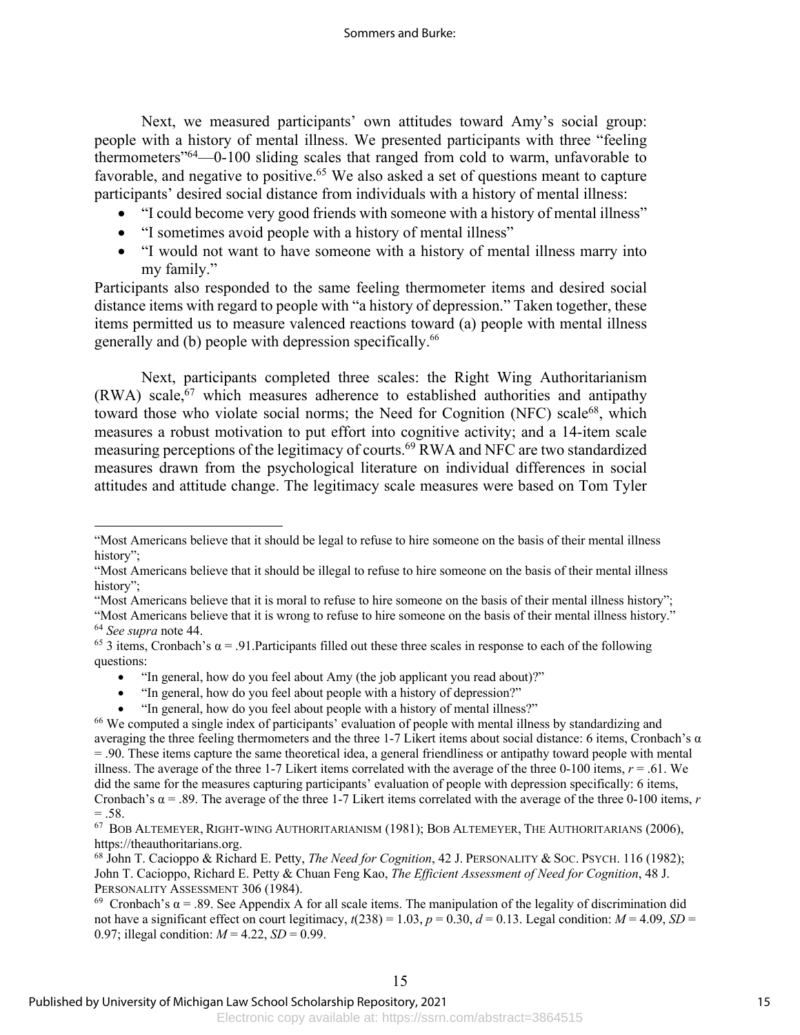Next, we measured participants' own attitudes toward Amy's social group: people with a history of mental illness. We presented participants with three "feeling thermometers"[64]—0-100 sliding scales that ranged from cold to warm, unfavorable to favorable, and negative to positive.[65] We also asked a set of questions meant to capture participants' desired social distance from individuals with a history of mental illness:

- "I could become very good friends with someone with a history of mental illness"
- "I sometimes avoid people with a history of mental illness"
- "I would not want to have someone with a history of mental illness marry into my family."

Participants also responded to the same feeling thermometer items and desired social distance items with regard to people with "a history of depression." Taken together, these items permitted us to measure valenced reactions toward (a) people with mental illness generally and (b) people with depression specifically.[66]

Next, participants completed three scales: the Right Wing Authoritarianism (RWA) scale,[67] which measures adherence to established authorities and antipathy toward those who violate social norms; the Need for Cognition (NFC) scale[68], which measures a robust motivation to put effort into cognitive activity; and a 14-item scale measuring perceptions of the legitimacy of courts.[69] RWA and NFC are two standardized measures drawn from the psychological literature on individual differences in social attitudes and attitude change. The legitimacy scale measures were based on Tom Tyler

---

"Most Americans believe that it should be legal to refuse to hire someone on the basis of their mental illness history";
"Most Americans believe that it should be illegal to refuse to hire someone on the basis of their mental illness history";
"Most Americans believe that it is moral to refuse to hire someone on the basis of their mental illness history";
"Most Americans believe that it is wrong to refuse to hire someone on the basis of their mental illness history."

[64] *See supra* note 44.

[65] 3 items, Cronbach's $\alpha = .91$.Participants filled out these three scales in response to each of the following questions:

- "In general, how do you feel about Amy (the job applicant you read about)?"
- "In general, how do you feel about people with a history of depression?"
- "In general, how do you feel about people with a history of mental illness?"

[66] We computed a single index of participants' evaluation of people with mental illness by standardizing and averaging the three feeling thermometers and the three 1-7 Likert items about social distance: 6 items, Cronbach's $\alpha = .90$. These items capture the same theoretical idea, a general friendliness or antipathy toward people with mental illness. The average of the three 1-7 Likert items correlated with the average of the three 0-100 items, $r = .61$. We did the same for the measures capturing participants' evaluation of people with depression specifically: 6 items, Cronbach's $\alpha = .89$. The average of the three 1-7 Likert items correlated with the average of the three 0-100 items, $r = .58$.

[67] BOB ALTEMEYER, RIGHT-WING AUTHORITARIANISM (1981); BOB ALTEMEYER, THE AUTHORITARIANS (2006), https://theauthoritarians.org.

[68] John T. Cacioppo & Richard E. Petty, *The Need for Cognition*, 42 J. PERSONALITY & SOC. PSYCH. 116 (1982); John T. Cacioppo, Richard E. Petty & Chuan Feng Kao, *The Efficient Assessment of Need for Cognition*, 48 J. PERSONALITY ASSESSMENT 306 (1984).

[69] Cronbach's $\alpha = .89$. See Appendix A for all scale items. The manipulation of the legality of discrimination did not have a significant effect on court legitimacy, $t(238) = 1.03$, $p = 0.30$, $d = 0.13$. Legal condition: $M = 4.09$, $SD = 0.97$; illegal condition: $M = 4.22$, $SD = 0.99$.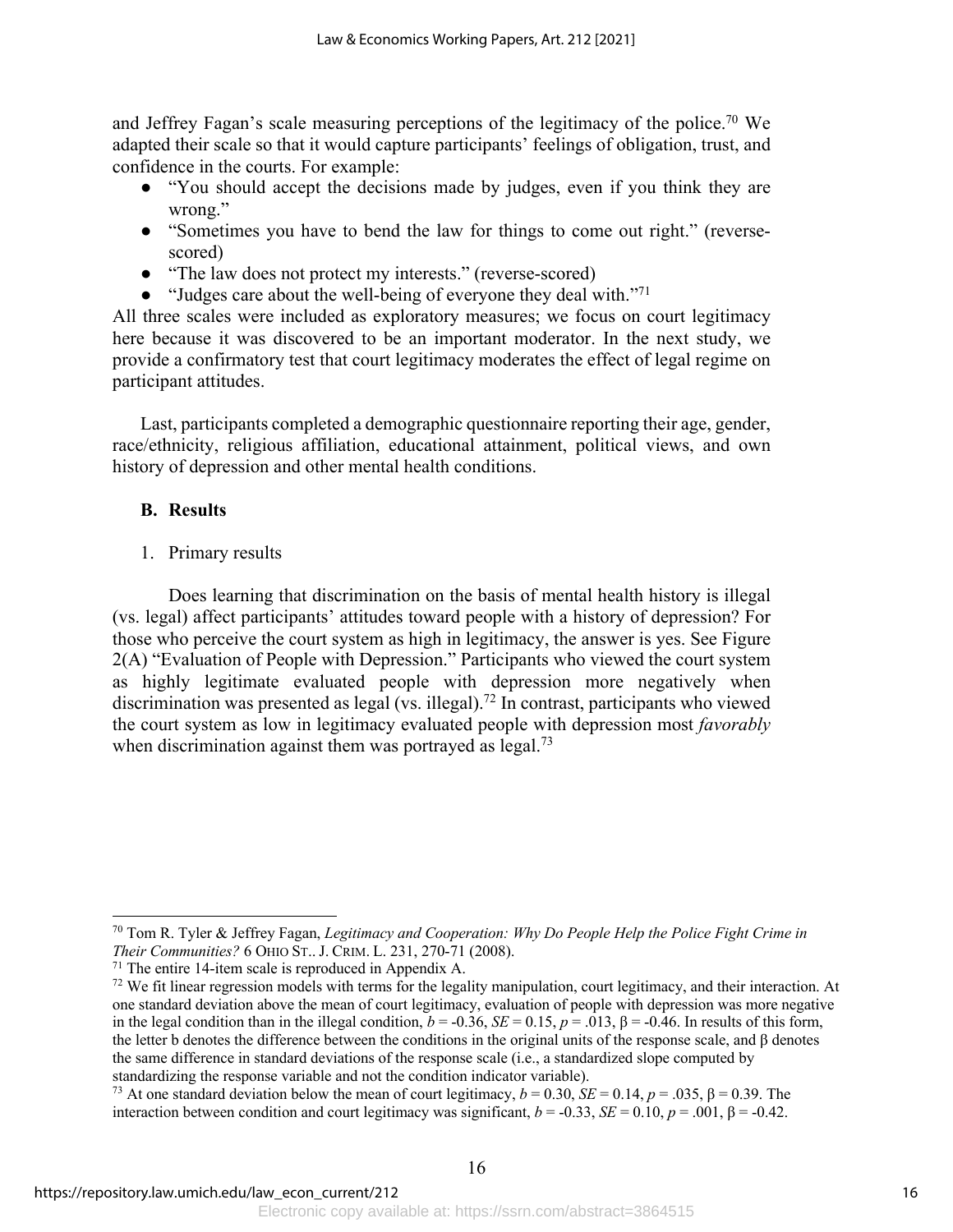and Jeffrey Fagan's scale measuring perceptions of the legitimacy of the police.[70] We adapted their scale so that it would capture participants' feelings of obligation, trust, and confidence in the courts. For example:

- "You should accept the decisions made by judges, even if you think they are wrong."
- "Sometimes you have to bend the law for things to come out right." (reverse-scored)
- "The law does not protect my interests." (reverse-scored)
- "Judges care about the well-being of everyone they deal with."[71]

All three scales were included as exploratory measures; we focus on court legitimacy here because it was discovered to be an important moderator. In the next study, we provide a confirmatory test that court legitimacy moderates the effect of legal regime on participant attitudes.

Last, participants completed a demographic questionnaire reporting their age, gender, race/ethnicity, religious affiliation, educational attainment, political views, and own history of depression and other mental health conditions.

### B. Results

1. Primary results

Does learning that discrimination on the basis of mental health history is illegal (vs. legal) affect participants' attitudes toward people with a history of depression? For those who perceive the court system as high in legitimacy, the answer is yes. See Figure 2(A) "Evaluation of People with Depression." Participants who viewed the court system as highly legitimate evaluated people with depression more negatively when discrimination was presented as legal (vs. illegal).[72] In contrast, participants who viewed the court system as low in legitimacy evaluated people with depression most *favorably* when discrimination against them was portrayed as legal.[73]

---

[70] Tom R. Tyler & Jeffrey Fagan, *Legitimacy and Cooperation: Why Do People Help the Police Fight Crime in Their Communities?* 6 OHIO ST.. J. CRIM. L. 231, 270-71 (2008).

[71] The entire 14-item scale is reproduced in Appendix A.

[72] We fit linear regression models with terms for the legality manipulation, court legitimacy, and their interaction. At one standard deviation above the mean of court legitimacy, evaluation of people with depression was more negative in the legal condition than in the illegal condition, $b = -0.36$, $SE = 0.15$, $p = .013$, $\beta = -0.46$. In results of this form, the letter b denotes the difference between the conditions in the original units of the response scale, and β denotes the same difference in standard deviations of the response scale (i.e., a standardized slope computed by standardizing the response variable and not the condition indicator variable).

[73] At one standard deviation below the mean of court legitimacy, $b = 0.30$, $SE = 0.14$, $p = .035$, $\beta = 0.39$. The interaction between condition and court legitimacy was significant, $b = -0.33$, $SE = 0.10$, $p = .001$, $\beta = -0.42$.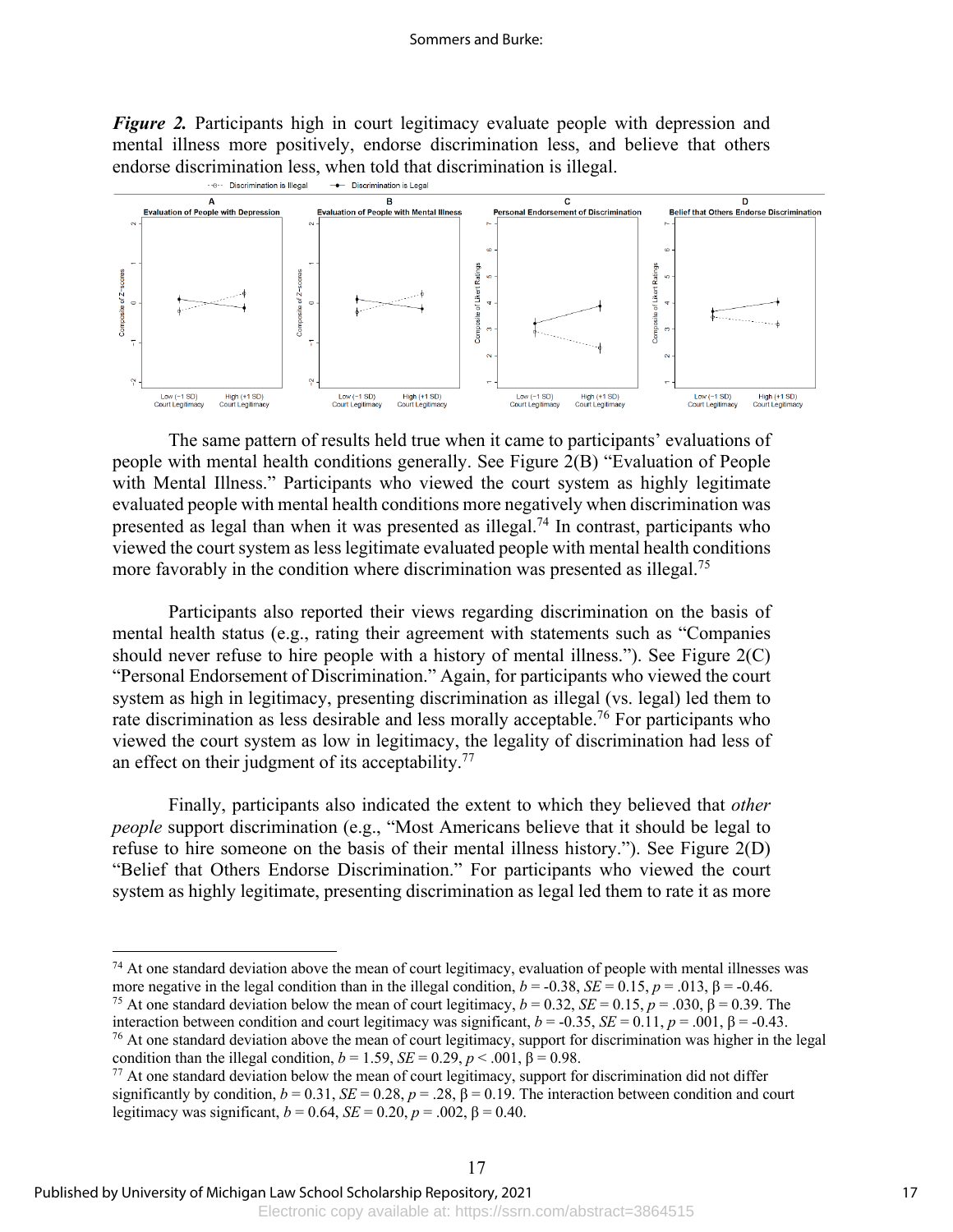***Figure 2.*** Participants high in court legitimacy evaluate people with depression and mental illness more positively, endorse discrimination less, and believe that others endorse discrimination less, when told that discrimination is illegal.

The same pattern of results held true when it came to participants' evaluations of people with mental health conditions generally. See Figure 2(B) "Evaluation of People with Mental Illness." Participants who viewed the court system as highly legitimate evaluated people with mental health conditions more negatively when discrimination was presented as legal than when it was presented as illegal.[74] In contrast, participants who viewed the court system as less legitimate evaluated people with mental health conditions more favorably in the condition where discrimination was presented as illegal.[75]

Participants also reported their views regarding discrimination on the basis of mental health status (e.g., rating their agreement with statements such as "Companies should never refuse to hire people with a history of mental illness."). See Figure 2(C) "Personal Endorsement of Discrimination." Again, for participants who viewed the court system as high in legitimacy, presenting discrimination as illegal (vs. legal) led them to rate discrimination as less desirable and less morally acceptable.[76] For participants who viewed the court system as low in legitimacy, the legality of discrimination had less of an effect on their judgment of its acceptability.[77]

Finally, participants also indicated the extent to which they believed that *other people* support discrimination (e.g., "Most Americans believe that it should be legal to refuse to hire someone on the basis of their mental illness history."). See Figure 2(D) "Belief that Others Endorse Discrimination." For participants who viewed the court system as highly legitimate, presenting discrimination as legal led them to rate it as more

---

[74] At one standard deviation above the mean of court legitimacy, evaluation of people with mental illnesses was more negative in the legal condition than in the illegal condition, $b = -0.38$, $SE = 0.15$, $p = .013$, $\beta = -0.46$.

[75] At one standard deviation below the mean of court legitimacy, $b = 0.32$, $SE = 0.15$, $p = .030$, $\beta = 0.39$. The interaction between condition and court legitimacy was significant, $b = -0.35$, $SE = 0.11$, $p = .001$, $\beta = -0.43$.

[76] At one standard deviation above the mean of court legitimacy, support for discrimination was higher in the legal condition than the illegal condition, $b = 1.59$, $SE = 0.29$, $p < .001$, $\beta = 0.98$.

[77] At one standard deviation below the mean of court legitimacy, support for discrimination did not differ significantly by condition, $b = 0.31$, $SE = 0.28$, $p = .28$, $\beta = 0.19$. The interaction between condition and court legitimacy was significant, $b = 0.64$, $SE = 0.20$, $p = .002$, $\beta = 0.40$.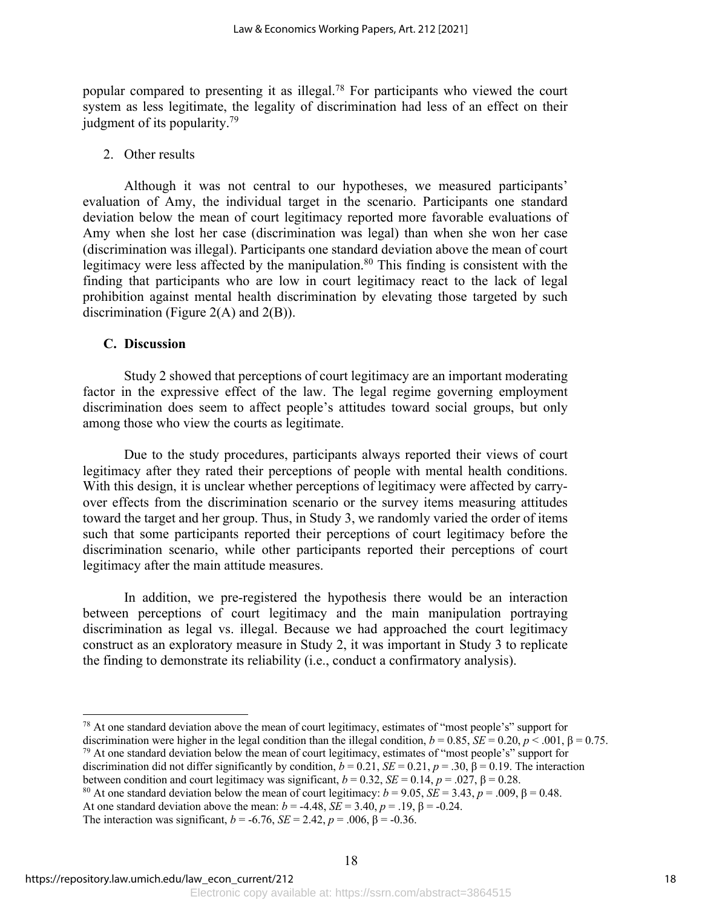popular compared to presenting it as illegal.[78] For participants who viewed the court system as less legitimate, the legality of discrimination had less of an effect on their judgment of its popularity.[79]

2. Other results

Although it was not central to our hypotheses, we measured participants' evaluation of Amy, the individual target in the scenario. Participants one standard deviation below the mean of court legitimacy reported more favorable evaluations of Amy when she lost her case (discrimination was legal) than when she won her case (discrimination was illegal). Participants one standard deviation above the mean of court legitimacy were less affected by the manipulation.[80] This finding is consistent with the finding that participants who are low in court legitimacy react to the lack of legal prohibition against mental health discrimination by elevating those targeted by such discrimination (Figure 2(A) and 2(B)).

### C. Discussion

Study 2 showed that perceptions of court legitimacy are an important moderating factor in the expressive effect of the law. The legal regime governing employment discrimination does seem to affect people's attitudes toward social groups, but only among those who view the courts as legitimate.

Due to the study procedures, participants always reported their views of court legitimacy after they rated their perceptions of people with mental health conditions. With this design, it is unclear whether perceptions of legitimacy were affected by carry-over effects from the discrimination scenario or the survey items measuring attitudes toward the target and her group. Thus, in Study 3, we randomly varied the order of items such that some participants reported their perceptions of court legitimacy before the discrimination scenario, while other participants reported their perceptions of court legitimacy after the main attitude measures.

In addition, we pre-registered the hypothesis there would be an interaction between perceptions of court legitimacy and the main manipulation portraying discrimination as legal vs. illegal. Because we had approached the court legitimacy construct as an exploratory measure in Study 2, it was important in Study 3 to replicate the finding to demonstrate its reliability (i.e., conduct a confirmatory analysis).

---

[78] At one standard deviation above the mean of court legitimacy, estimates of "most people's" support for discrimination were higher in the legal condition than the illegal condition, $b = 0.85$, $SE = 0.20$, $p < .001$, $\beta = 0.75$.

[79] At one standard deviation below the mean of court legitimacy, estimates of "most people's" support for discrimination did not differ significantly by condition, $b = 0.21$, $SE = 0.21$, $p = .30$, $\beta = 0.19$. The interaction between condition and court legitimacy was significant, $b = 0.32$, $SE = 0.14$, $p = .027$, $\beta = 0.28$.

[80] At one standard deviation below the mean of court legitimacy: $b = 9.05$, $SE = 3.43$, $p = .009$, $\beta = 0.48$. At one standard deviation above the mean: $b = -4.48$, $SE = 3.40$, $p = .19$, $\beta = -0.24$. The interaction was significant, $b = -6.76$, $SE = 2.42$, $p = .006$, $\beta = -0.36$.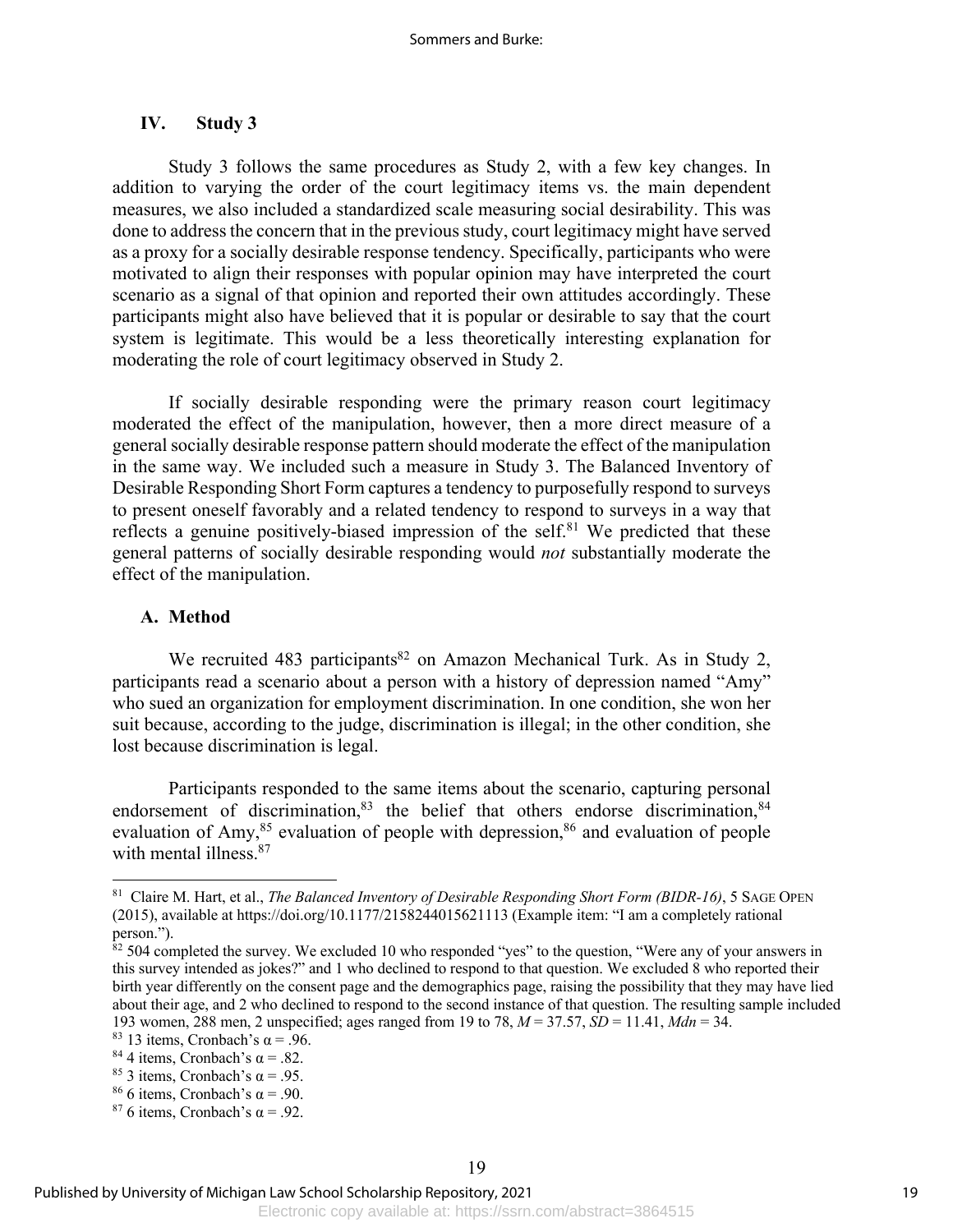## IV. Study 3

Study 3 follows the same procedures as Study 2, with a few key changes. In addition to varying the order of the court legitimacy items vs. the main dependent measures, we also included a standardized scale measuring social desirability. This was done to address the concern that in the previous study, court legitimacy might have served as a proxy for a socially desirable response tendency. Specifically, participants who were motivated to align their responses with popular opinion may have interpreted the court scenario as a signal of that opinion and reported their own attitudes accordingly. These participants might also have believed that it is popular or desirable to say that the court system is legitimate. This would be a less theoretically interesting explanation for moderating the role of court legitimacy observed in Study 2.

If socially desirable responding were the primary reason court legitimacy moderated the effect of the manipulation, however, then a more direct measure of a general socially desirable response pattern should moderate the effect of the manipulation in the same way. We included such a measure in Study 3. The Balanced Inventory of Desirable Responding Short Form captures a tendency to purposefully respond to surveys to present oneself favorably and a related tendency to respond to surveys in a way that reflects a genuine positively-biased impression of the self.[81] We predicted that these general patterns of socially desirable responding would *not* substantially moderate the effect of the manipulation.

### A. Method

We recruited 483 participants[82] on Amazon Mechanical Turk. As in Study 2, participants read a scenario about a person with a history of depression named "Amy" who sued an organization for employment discrimination. In one condition, she won her suit because, according to the judge, discrimination is illegal; in the other condition, she lost because discrimination is legal.

Participants responded to the same items about the scenario, capturing personal endorsement of discrimination,[83] the belief that others endorse discrimination,[84] evaluation of Amy,[85] evaluation of people with depression,[86] and evaluation of people with mental illness.[87]

---

[81] Claire M. Hart, et al., *The Balanced Inventory of Desirable Responding Short Form (BIDR-16)*, 5 SAGE OPEN (2015), available at https://doi.org/10.1177/2158244015621113 (Example item: "I am a completely rational person.").

[82] 504 completed the survey. We excluded 10 who responded "yes" to the question, "Were any of your answers in this survey intended as jokes?" and 1 who declined to respond to that question. We excluded 8 who reported their birth year differently on the consent page and the demographics page, raising the possibility that they may have lied about their age, and 2 who declined to respond to the second instance of that question. The resulting sample included 193 women, 288 men, 2 unspecified; ages ranged from 19 to 78, $M = 37.57$, $SD = 11.41$, $Mdn = 34$.

[83] 13 items, Cronbach's $\alpha = .96$.

[84] 4 items, Cronbach's $\alpha = .82$.

[85] 3 items, Cronbach's $\alpha = .95$.

[86] 6 items, Cronbach's $\alpha = .90$.

[87] 6 items, Cronbach's $\alpha = .92$.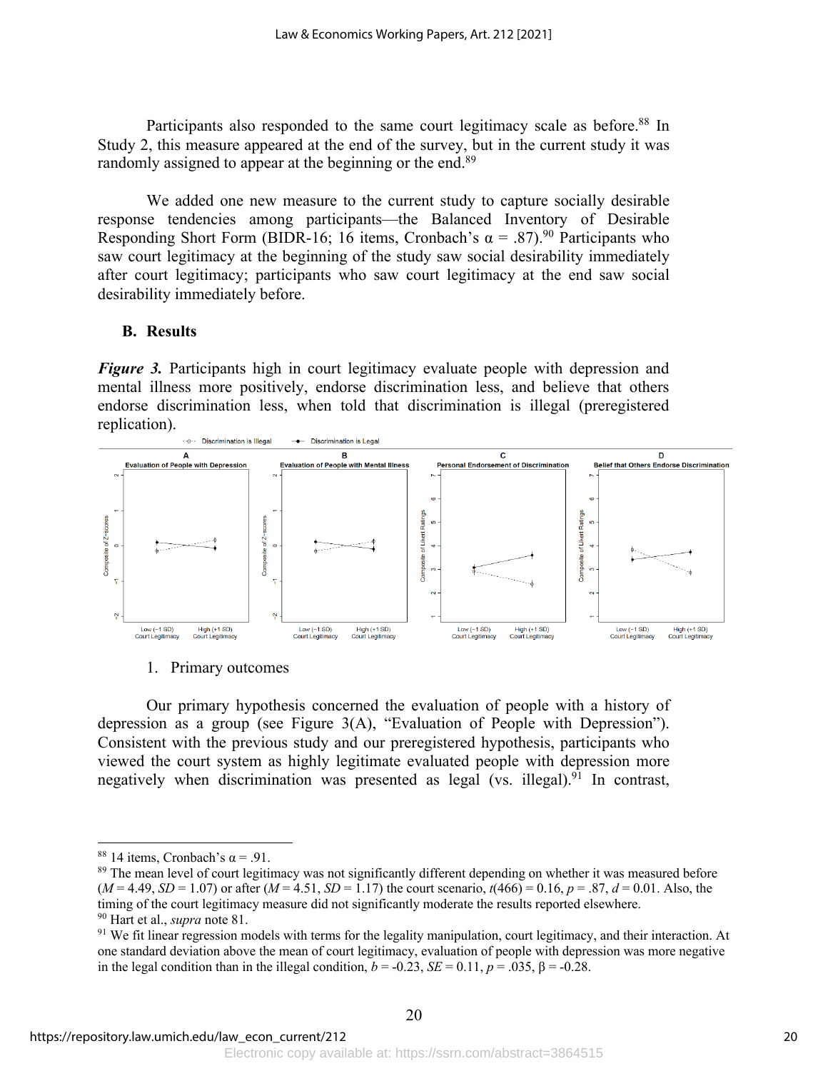Participants also responded to the same court legitimacy scale as before.[88] In Study 2, this measure appeared at the end of the survey, but in the current study it was randomly assigned to appear at the beginning or the end.[89]

We added one new measure to the current study to capture socially desirable response tendencies among participants—the Balanced Inventory of Desirable Responding Short Form (BIDR-16; 16 items, Cronbach's $\alpha = .87$).[90] Participants who saw court legitimacy at the beginning of the study saw social desirability immediately after court legitimacy; participants who saw court legitimacy at the end saw social desirability immediately before.

### B. Results

***Figure 3.*** Participants high in court legitimacy evaluate people with depression and mental illness more positively, endorse discrimination less, and believe that others endorse discrimination less, when told that discrimination is illegal (preregistered replication).

#### 1. Primary outcomes

Our primary hypothesis concerned the evaluation of people with a history of depression as a group (see Figure 3(A), "Evaluation of People with Depression"). Consistent with the previous study and our preregistered hypothesis, participants who viewed the court system as highly legitimate evaluated people with depression more negatively when discrimination was presented as legal (vs. illegal).[91] In contrast,

---

[88] 14 items, Cronbach's $\alpha = .91$.

[89] The mean level of court legitimacy was not significantly different depending on whether it was measured before ($M = 4.49$, $SD = 1.07$) or after ($M = 4.51$, $SD = 1.17$) the court scenario, $t(466) = 0.16$, $p = .87$, $d = 0.01$. Also, the timing of the court legitimacy measure did not significantly moderate the results reported elsewhere.

[90] Hart et al., *supra* note 81.

[91] We fit linear regression models with terms for the legality manipulation, court legitimacy, and their interaction. At one standard deviation above the mean of court legitimacy, evaluation of people with depression was more negative in the legal condition than in the illegal condition, $b = -0.23$, $SE = 0.11$, $p = .035$, $\beta = -0.28$.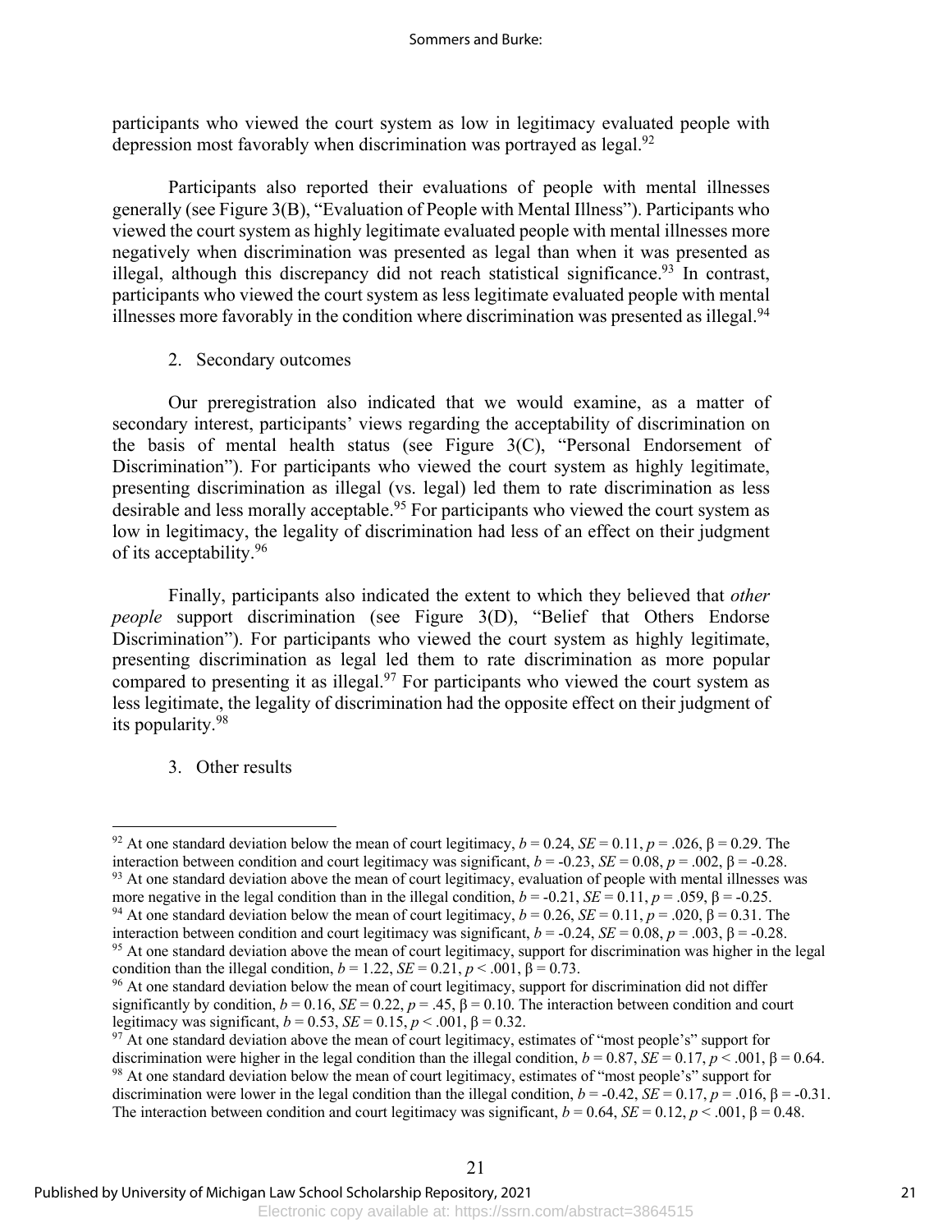participants who viewed the court system as low in legitimacy evaluated people with depression most favorably when discrimination was portrayed as legal.[92]

Participants also reported their evaluations of people with mental illnesses generally (see Figure 3(B), "Evaluation of People with Mental Illness"). Participants who viewed the court system as highly legitimate evaluated people with mental illnesses more negatively when discrimination was presented as legal than when it was presented as illegal, although this discrepancy did not reach statistical significance.[93] In contrast, participants who viewed the court system as less legitimate evaluated people with mental illnesses more favorably in the condition where discrimination was presented as illegal.[94]

2. Secondary outcomes

Our preregistration also indicated that we would examine, as a matter of secondary interest, participants' views regarding the acceptability of discrimination on the basis of mental health status (see Figure 3(C), "Personal Endorsement of Discrimination"). For participants who viewed the court system as highly legitimate, presenting discrimination as illegal (vs. legal) led them to rate discrimination as less desirable and less morally acceptable.[95] For participants who viewed the court system as low in legitimacy, the legality of discrimination had less of an effect on their judgment of its acceptability.[96]

Finally, participants also indicated the extent to which they believed that *other people* support discrimination (see Figure 3(D), "Belief that Others Endorse Discrimination"). For participants who viewed the court system as highly legitimate, presenting discrimination as legal led them to rate discrimination as more popular compared to presenting it as illegal.[97] For participants who viewed the court system as less legitimate, the legality of discrimination had the opposite effect on their judgment of its popularity.[98]

3. Other results

---

[92] At one standard deviation below the mean of court legitimacy, $b = 0.24$, $SE = 0.11$, $p = .026$, $\beta = 0.29$. The interaction between condition and court legitimacy was significant, $b = -0.23$, $SE = 0.08$, $p = .002$, $\beta = -0.28$.

[93] At one standard deviation above the mean of court legitimacy, evaluation of people with mental illnesses was more negative in the legal condition than in the illegal condition, $b = -0.21$, $SE = 0.11$, $p = .059$, $\beta = -0.25$.

[94] At one standard deviation below the mean of court legitimacy, $b = 0.26$, $SE = 0.11$, $p = .020$, $\beta = 0.31$. The interaction between condition and court legitimacy was significant, $b = -0.24$, $SE = 0.08$, $p = .003$, $\beta = -0.28$.

[95] At one standard deviation above the mean of court legitimacy, support for discrimination was higher in the legal condition than the illegal condition, $b = 1.22$, $SE = 0.21$, $p < .001$, $\beta = 0.73$.

[96] At one standard deviation below the mean of court legitimacy, support for discrimination did not differ significantly by condition, $b = 0.16$, $SE = 0.22$, $p = .45$, $\beta = 0.10$. The interaction between condition and court legitimacy was significant, $b = 0.53$, $SE = 0.15$, $p < .001$, $\beta = 0.32$.

[97] At one standard deviation above the mean of court legitimacy, estimates of "most people's" support for discrimination were higher in the legal condition than the illegal condition, $b = 0.87$, $SE = 0.17$, $p < .001$, $\beta = 0.64$.

[98] At one standard deviation below the mean of court legitimacy, estimates of "most people's" support for discrimination were lower in the legal condition than the illegal condition, $b = -0.42$, $SE = 0.17$, $p = .016$, $\beta = -0.31$. The interaction between condition and court legitimacy was significant, $b = 0.64$, $SE = 0.12$, $p < .001$, $\beta = 0.48$.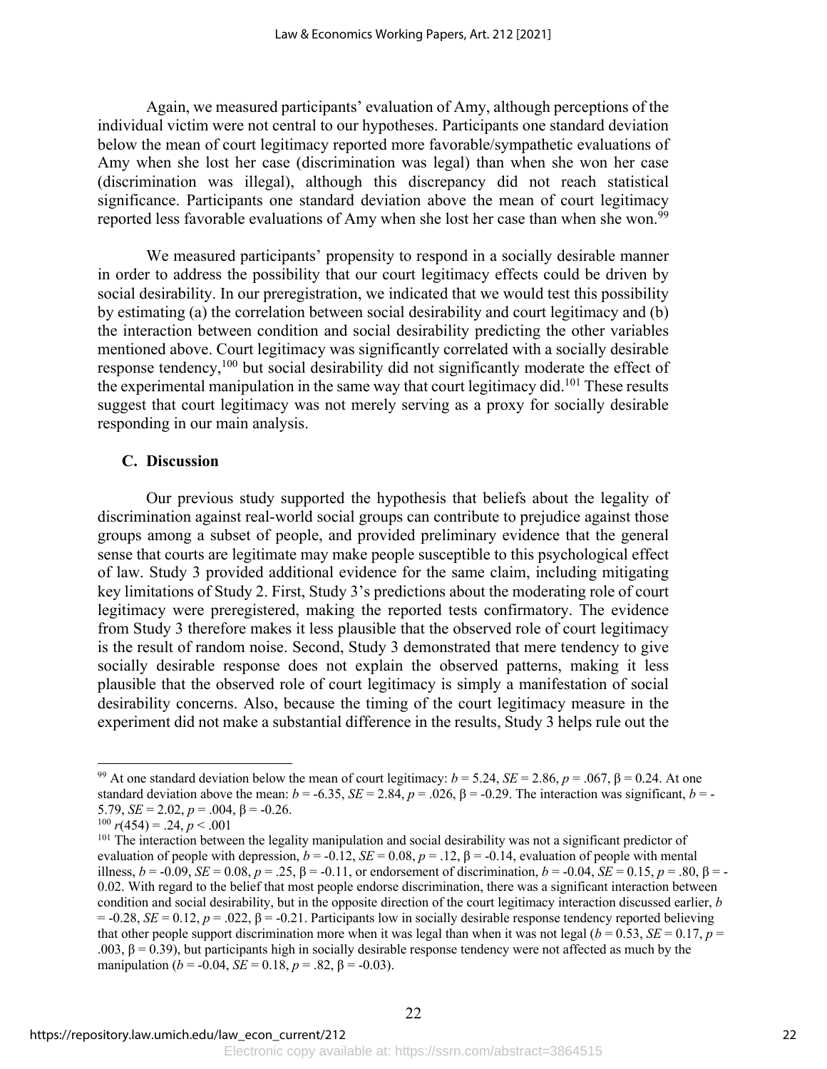Again, we measured participants' evaluation of Amy, although perceptions of the individual victim were not central to our hypotheses. Participants one standard deviation below the mean of court legitimacy reported more favorable/sympathetic evaluations of Amy when she lost her case (discrimination was legal) than when she won her case (discrimination was illegal), although this discrepancy did not reach statistical significance. Participants one standard deviation above the mean of court legitimacy reported less favorable evaluations of Amy when she lost her case than when she won.[99]

We measured participants' propensity to respond in a socially desirable manner in order to address the possibility that our court legitimacy effects could be driven by social desirability. In our preregistration, we indicated that we would test this possibility by estimating (a) the correlation between social desirability and court legitimacy and (b) the interaction between condition and social desirability predicting the other variables mentioned above. Court legitimacy was significantly correlated with a socially desirable response tendency,[100] but social desirability did not significantly moderate the effect of the experimental manipulation in the same way that court legitimacy did.[101] These results suggest that court legitimacy was not merely serving as a proxy for socially desirable responding in our main analysis.

### C. Discussion

Our previous study supported the hypothesis that beliefs about the legality of discrimination against real-world social groups can contribute to prejudice against those groups among a subset of people, and provided preliminary evidence that the general sense that courts are legitimate may make people susceptible to this psychological effect of law. Study 3 provided additional evidence for the same claim, including mitigating key limitations of Study 2. First, Study 3's predictions about the moderating role of court legitimacy were preregistered, making the reported tests confirmatory. The evidence from Study 3 therefore makes it less plausible that the observed role of court legitimacy is the result of random noise. Second, Study 3 demonstrated that mere tendency to give socially desirable response does not explain the observed patterns, making it less plausible that the observed role of court legitimacy is simply a manifestation of social desirability concerns. Also, because the timing of the court legitimacy measure in the experiment did not make a substantial difference in the results, Study 3 helps rule out the

---

[99] At one standard deviation below the mean of court legitimacy: $b = 5.24$, $SE = 2.86$, $p = .067$, $\beta = 0.24$. At one standard deviation above the mean: $b = -6.35$, $SE = 2.84$, $p = .026$, $\beta = -0.29$. The interaction was significant, $b = -5.79$, $SE = 2.02$, $p = .004$, $\beta = -0.26$.

[100] $r(454) = .24$, $p < .001$

[101] The interaction between the legality manipulation and social desirability was not a significant predictor of evaluation of people with depression, $b = -0.12$, $SE = 0.08$, $p = .12$, $\beta = -0.14$, evaluation of people with mental illness, $b = -0.09$, $SE = 0.08$, $p = .25$, $\beta = -0.11$, or endorsement of discrimination, $b = -0.04$, $SE = 0.15$, $p = .80$, $\beta = -0.02$. With regard to the belief that most people endorse discrimination, there was a significant interaction between condition and social desirability, but in the opposite direction of the court legitimacy interaction discussed earlier, $b = -0.28$, $SE = 0.12$, $p = .022$, $\beta = -0.21$. Participants low in socially desirable response tendency reported believing that other people support discrimination more when it was legal than when it was not legal ($b = 0.53$, $SE = 0.17$, $p = .003$, $\beta = 0.39$), but participants high in socially desirable response tendency were not affected as much by the manipulation ($b = -0.04$, $SE = 0.18$, $p = .82$, $\beta = -0.03$).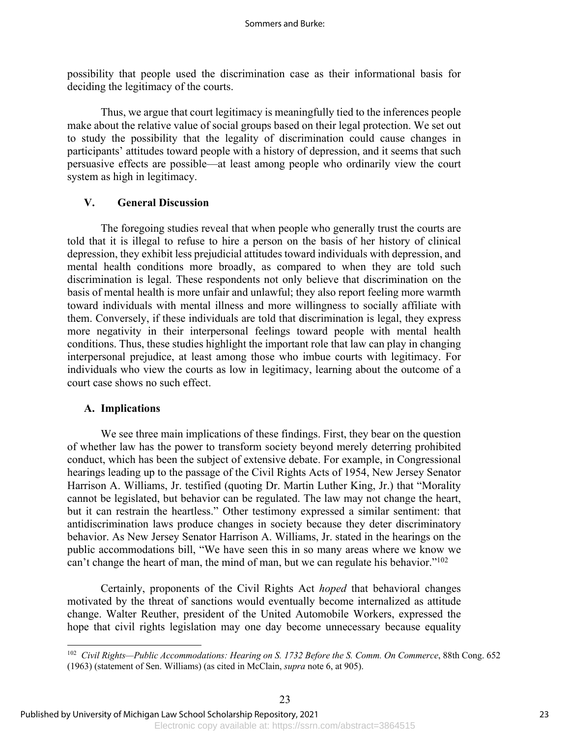possibility that people used the discrimination case as their informational basis for deciding the legitimacy of the courts.

Thus, we argue that court legitimacy is meaningfully tied to the inferences people make about the relative value of social groups based on their legal protection. We set out to study the possibility that the legality of discrimination could cause changes in participants' attitudes toward people with a history of depression, and it seems that such persuasive effects are possible—at least among people who ordinarily view the court system as high in legitimacy.

## V. General Discussion

The foregoing studies reveal that when people who generally trust the courts are told that it is illegal to refuse to hire a person on the basis of her history of clinical depression, they exhibit less prejudicial attitudes toward individuals with depression, and mental health conditions more broadly, as compared to when they are told such discrimination is legal. These respondents not only believe that discrimination on the basis of mental health is more unfair and unlawful; they also report feeling more warmth toward individuals with mental illness and more willingness to socially affiliate with them. Conversely, if these individuals are told that discrimination is legal, they express more negativity in their interpersonal feelings toward people with mental health conditions. Thus, these studies highlight the important role that law can play in changing interpersonal prejudice, at least among those who imbue courts with legitimacy. For individuals who view the courts as low in legitimacy, learning about the outcome of a court case shows no such effect.

### A. Implications

We see three main implications of these findings. First, they bear on the question of whether law has the power to transform society beyond merely deterring prohibited conduct, which has been the subject of extensive debate. For example, in Congressional hearings leading up to the passage of the Civil Rights Acts of 1954, New Jersey Senator Harrison A. Williams, Jr. testified (quoting Dr. Martin Luther King, Jr.) that "Morality cannot be legislated, but behavior can be regulated. The law may not change the heart, but it can restrain the heartless." Other testimony expressed a similar sentiment: that antidiscrimination laws produce changes in society because they deter discriminatory behavior. As New Jersey Senator Harrison A. Williams, Jr. stated in the hearings on the public accommodations bill, "We have seen this in so many areas where we know we can't change the heart of man, the mind of man, but we can regulate his behavior."[102]

Certainly, proponents of the Civil Rights Act *hoped* that behavioral changes motivated by the threat of sanctions would eventually become internalized as attitude change. Walter Reuther, president of the United Automobile Workers, expressed the hope that civil rights legislation may one day become unnecessary because equality

---

[102] *Civil Rights—Public Accommodations: Hearing on S. 1732 Before the S. Comm. On Commerce*, 88th Cong. 652 (1963) (statement of Sen. Williams) (as cited in McClain, *supra* note 6, at 905).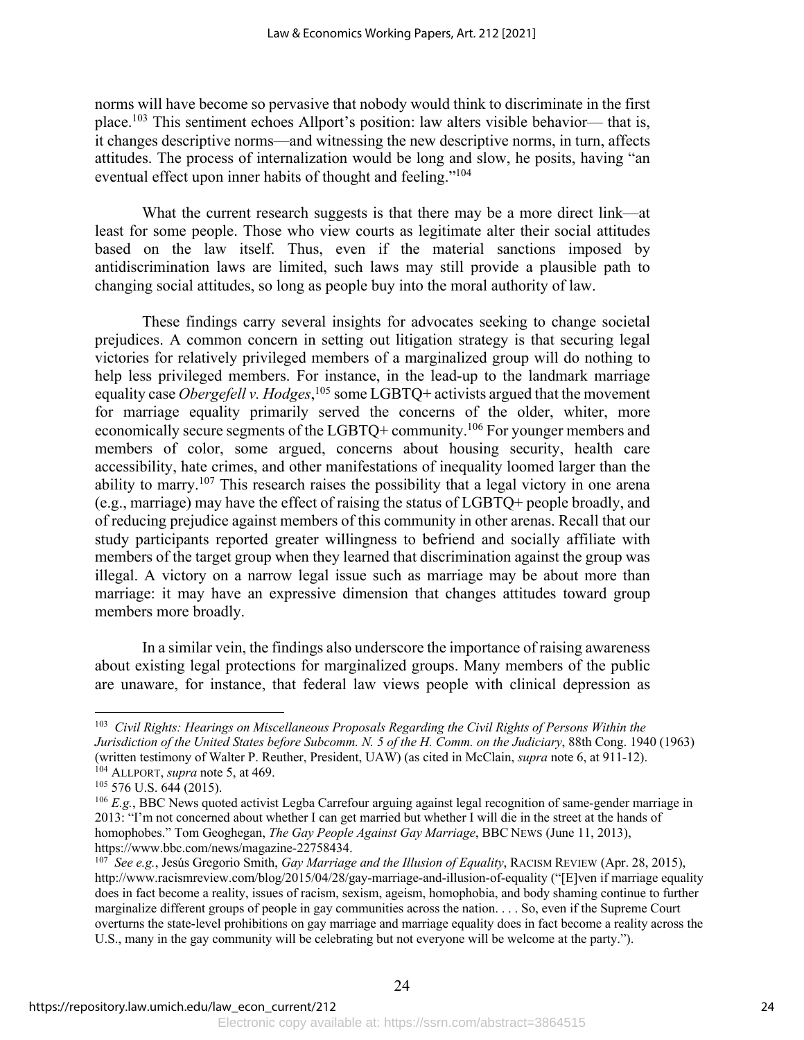norms will have become so pervasive that nobody would think to discriminate in the first place.[103] This sentiment echoes Allport's position: law alters visible behavior— that is, it changes descriptive norms—and witnessing the new descriptive norms, in turn, affects attitudes. The process of internalization would be long and slow, he posits, having "an eventual effect upon inner habits of thought and feeling."[104]

What the current research suggests is that there may be a more direct link—at least for some people. Those who view courts as legitimate alter their social attitudes based on the law itself. Thus, even if the material sanctions imposed by antidiscrimination laws are limited, such laws may still provide a plausible path to changing social attitudes, so long as people buy into the moral authority of law.

These findings carry several insights for advocates seeking to change societal prejudices. A common concern in setting out litigation strategy is that securing legal victories for relatively privileged members of a marginalized group will do nothing to help less privileged members. For instance, in the lead-up to the landmark marriage equality case *Obergefell v. Hodges*,[105] some LGBTQ+ activists argued that the movement for marriage equality primarily served the concerns of the older, whiter, more economically secure segments of the LGBTQ+ community.[106] For younger members and members of color, some argued, concerns about housing security, health care accessibility, hate crimes, and other manifestations of inequality loomed larger than the ability to marry.[107] This research raises the possibility that a legal victory in one arena (e.g., marriage) may have the effect of raising the status of LGBTQ+ people broadly, and of reducing prejudice against members of this community in other arenas. Recall that our study participants reported greater willingness to befriend and socially affiliate with members of the target group when they learned that discrimination against the group was illegal. A victory on a narrow legal issue such as marriage may be about more than marriage: it may have an expressive dimension that changes attitudes toward group members more broadly.

In a similar vein, the findings also underscore the importance of raising awareness about existing legal protections for marginalized groups. Many members of the public are unaware, for instance, that federal law views people with clinical depression as

---

[103] *Civil Rights: Hearings on Miscellaneous Proposals Regarding the Civil Rights of Persons Within the Jurisdiction of the United States before Subcomm. N. 5 of the H. Comm. on the Judiciary*, 88th Cong. 1940 (1963) (written testimony of Walter P. Reuther, President, UAW) (as cited in McClain, *supra* note 6, at 911-12).

[104] ALLPORT, *supra* note 5, at 469.

[105] 576 U.S. 644 (2015).

[106] *E.g.*, BBC News quoted activist Legba Carrefour arguing against legal recognition of same-gender marriage in 2013: "I'm not concerned about whether I can get married but whether I will die in the street at the hands of homophobes." Tom Geoghegan, *The Gay People Against Gay Marriage*, BBC NEWS (June 11, 2013), https://www.bbc.com/news/magazine-22758434.

[107] *See e.g.*, Jesús Gregorio Smith, *Gay Marriage and the Illusion of Equality*, RACISM REVIEW (Apr. 28, 2015), http://www.racismreview.com/blog/2015/04/28/gay-marriage-and-illusion-of-equality ("[E]ven if marriage equality does in fact become a reality, issues of racism, sexism, ageism, homophobia, and body shaming continue to further marginalize different groups of people in gay communities across the nation. . . . So, even if the Supreme Court overturns the state-level prohibitions on gay marriage and marriage equality does in fact become a reality across the U.S., many in the gay community will be celebrating but not everyone will be welcome at the party.").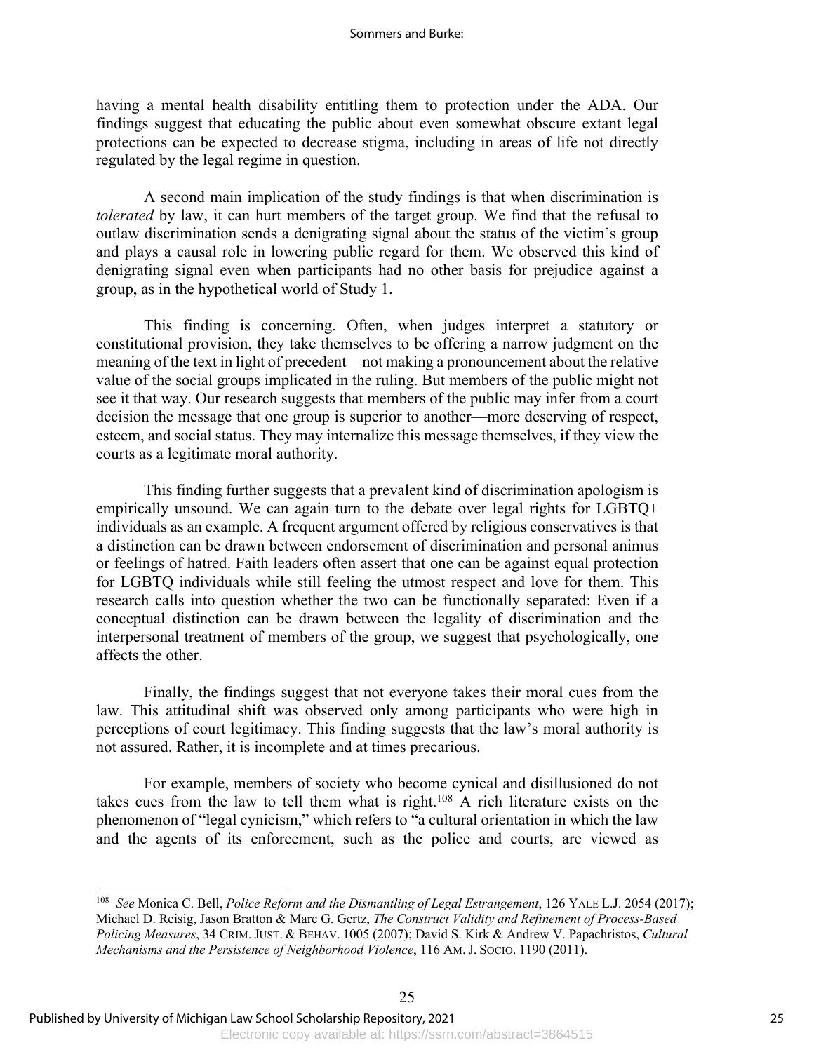having a mental health disability entitling them to protection under the ADA. Our findings suggest that educating the public about even somewhat obscure extant legal protections can be expected to decrease stigma, including in areas of life not directly regulated by the legal regime in question.

A second main implication of the study findings is that when discrimination is *tolerated* by law, it can hurt members of the target group. We find that the refusal to outlaw discrimination sends a denigrating signal about the status of the victim's group and plays a causal role in lowering public regard for them. We observed this kind of denigrating signal even when participants had no other basis for prejudice against a group, as in the hypothetical world of Study 1.

This finding is concerning. Often, when judges interpret a statutory or constitutional provision, they take themselves to be offering a narrow judgment on the meaning of the text in light of precedent—not making a pronouncement about the relative value of the social groups implicated in the ruling. But members of the public might not see it that way. Our research suggests that members of the public may infer from a court decision the message that one group is superior to another—more deserving of respect, esteem, and social status. They may internalize this message themselves, if they view the courts as a legitimate moral authority.

This finding further suggests that a prevalent kind of discrimination apologism is empirically unsound. We can again turn to the debate over legal rights for LGBTQ+ individuals as an example. A frequent argument offered by religious conservatives is that a distinction can be drawn between endorsement of discrimination and personal animus or feelings of hatred. Faith leaders often assert that one can be against equal protection for LGBTQ individuals while still feeling the utmost respect and love for them. This research calls into question whether the two can be functionally separated: Even if a conceptual distinction can be drawn between the legality of discrimination and the interpersonal treatment of members of the group, we suggest that psychologically, one affects the other.

Finally, the findings suggest that not everyone takes their moral cues from the law. This attitudinal shift was observed only among participants who were high in perceptions of court legitimacy. This finding suggests that the law's moral authority is not assured. Rather, it is incomplete and at times precarious.

For example, members of society who become cynical and disillusioned do not takes cues from the law to tell them what is right.[108] A rich literature exists on the phenomenon of "legal cynicism," which refers to "a cultural orientation in which the law and the agents of its enforcement, such as the police and courts, are viewed as

---

[108] *See* Monica C. Bell, *Police Reform and the Dismantling of Legal Estrangement*, 126 YALE L.J. 2054 (2017); Michael D. Reisig, Jason Bratton & Marc G. Gertz, *The Construct Validity and Refinement of Process-Based Policing Measures*, 34 CRIM. JUST. & BEHAV. 1005 (2007); David S. Kirk & Andrew V. Papachristos, *Cultural Mechanisms and the Persistence of Neighborhood Violence*, 116 AM. J. SOCIO. 1190 (2011).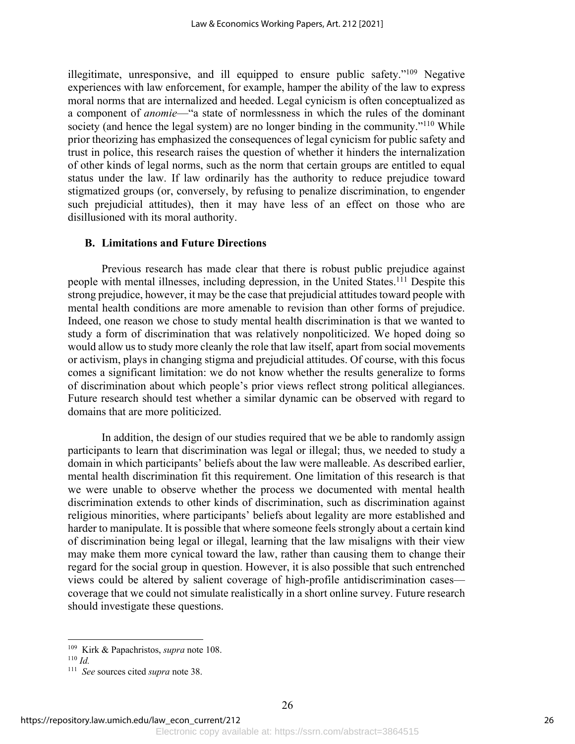illegitimate, unresponsive, and ill equipped to ensure public safety."[109] Negative experiences with law enforcement, for example, hamper the ability of the law to express moral norms that are internalized and heeded. Legal cynicism is often conceptualized as a component of *anomie*—"a state of normlessness in which the rules of the dominant society (and hence the legal system) are no longer binding in the community."[110] While prior theorizing has emphasized the consequences of legal cynicism for public safety and trust in police, this research raises the question of whether it hinders the internalization of other kinds of legal norms, such as the norm that certain groups are entitled to equal status under the law. If law ordinarily has the authority to reduce prejudice toward stigmatized groups (or, conversely, by refusing to penalize discrimination, to engender such prejudicial attitudes), then it may have less of an effect on those who are disillusioned with its moral authority.

## B. Limitations and Future Directions

Previous research has made clear that there is robust public prejudice against people with mental illnesses, including depression, in the United States.[111] Despite this strong prejudice, however, it may be the case that prejudicial attitudes toward people with mental health conditions are more amenable to revision than other forms of prejudice. Indeed, one reason we chose to study mental health discrimination is that we wanted to study a form of discrimination that was relatively nonpoliticized. We hoped doing so would allow us to study more cleanly the role that law itself, apart from social movements or activism, plays in changing stigma and prejudicial attitudes. Of course, with this focus comes a significant limitation: we do not know whether the results generalize to forms of discrimination about which people's prior views reflect strong political allegiances. Future research should test whether a similar dynamic can be observed with regard to domains that are more politicized.

In addition, the design of our studies required that we be able to randomly assign participants to learn that discrimination was legal or illegal; thus, we needed to study a domain in which participants' beliefs about the law were malleable. As described earlier, mental health discrimination fit this requirement. One limitation of this research is that we were unable to observe whether the process we documented with mental health discrimination extends to other kinds of discrimination, such as discrimination against religious minorities, where participants' beliefs about legality are more established and harder to manipulate. It is possible that where someone feels strongly about a certain kind of discrimination being legal or illegal, learning that the law misaligns with their view may make them more cynical toward the law, rather than causing them to change their regard for the social group in question. However, it is also possible that such entrenched views could be altered by salient coverage of high-profile antidiscrimination cases—coverage that we could not simulate realistically in a short online survey. Future research should investigate these questions.

---

[109] Kirk & Papachristos, *supra* note 108.

[110] *Id.*

[111] *See* sources cited *supra* note 38.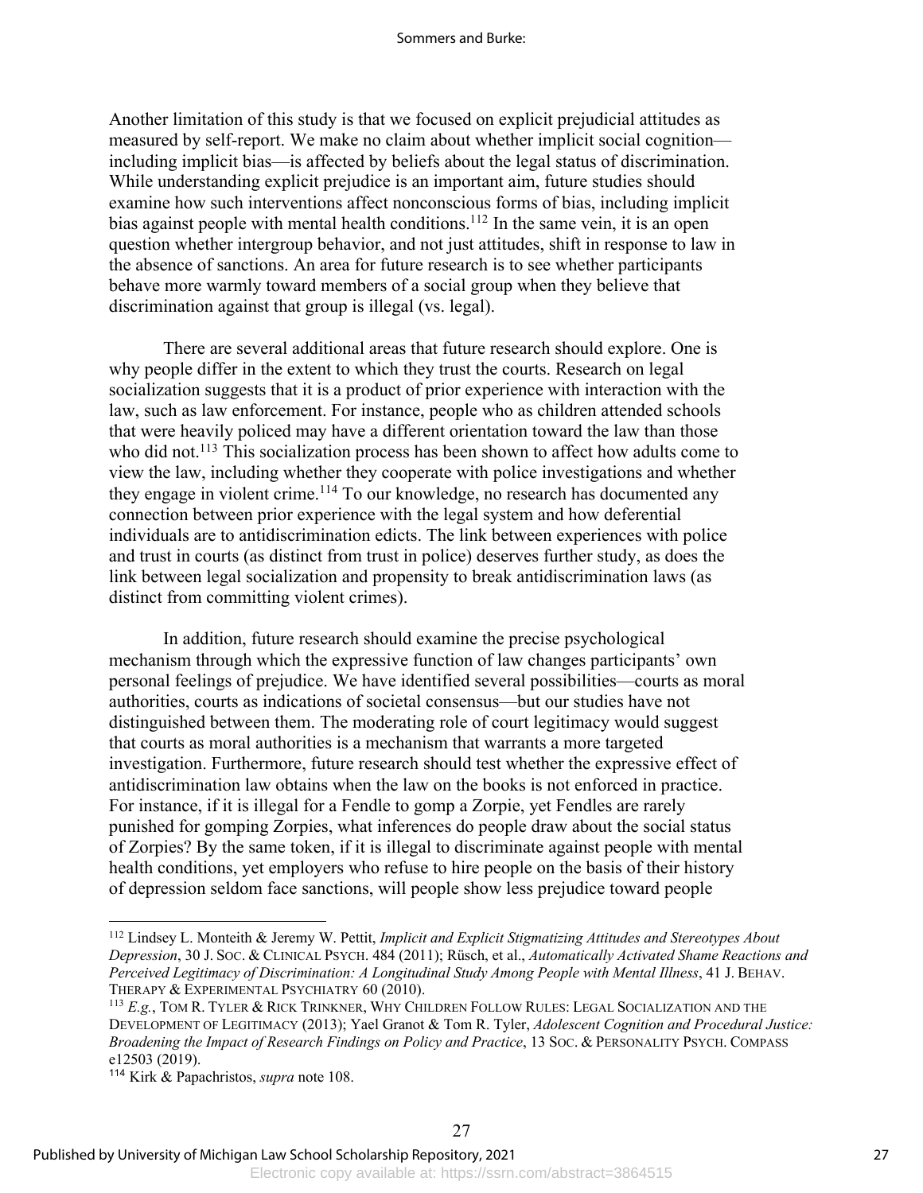Another limitation of this study is that we focused on explicit prejudicial attitudes as measured by self-report. We make no claim about whether implicit social cognition—including implicit bias—is affected by beliefs about the legal status of discrimination. While understanding explicit prejudice is an important aim, future studies should examine how such interventions affect nonconscious forms of bias, including implicit bias against people with mental health conditions.[112] In the same vein, it is an open question whether intergroup behavior, and not just attitudes, shift in response to law in the absence of sanctions. An area for future research is to see whether participants behave more warmly toward members of a social group when they believe that discrimination against that group is illegal (vs. legal).

There are several additional areas that future research should explore. One is why people differ in the extent to which they trust the courts. Research on legal socialization suggests that it is a product of prior experience with interaction with the law, such as law enforcement. For instance, people who as children attended schools that were heavily policed may have a different orientation toward the law than those who did not.[113] This socialization process has been shown to affect how adults come to view the law, including whether they cooperate with police investigations and whether they engage in violent crime.[114] To our knowledge, no research has documented any connection between prior experience with the legal system and how deferential individuals are to antidiscrimination edicts. The link between experiences with police and trust in courts (as distinct from trust in police) deserves further study, as does the link between legal socialization and propensity to break antidiscrimination laws (as distinct from committing violent crimes).

In addition, future research should examine the precise psychological mechanism through which the expressive function of law changes participants' own personal feelings of prejudice. We have identified several possibilities—courts as moral authorities, courts as indications of societal consensus—but our studies have not distinguished between them. The moderating role of court legitimacy would suggest that courts as moral authorities is a mechanism that warrants a more targeted investigation. Furthermore, future research should test whether the expressive effect of antidiscrimination law obtains when the law on the books is not enforced in practice. For instance, if it is illegal for a Fendle to gomp a Zorpie, yet Fendles are rarely punished for gomping Zorpies, what inferences do people draw about the social status of Zorpies? By the same token, if it is illegal to discriminate against people with mental health conditions, yet employers who refuse to hire people on the basis of their history of depression seldom face sanctions, will people show less prejudice toward people

---

[112] Lindsey L. Monteith & Jeremy W. Pettit, *Implicit and Explicit Stigmatizing Attitudes and Stereotypes About Depression*, 30 J. SOC. & CLINICAL PSYCH. 484 (2011); Rüsch, et al., *Automatically Activated Shame Reactions and Perceived Legitimacy of Discrimination: A Longitudinal Study Among People with Mental Illness*, 41 J. BEHAV. THERAPY & EXPERIMENTAL PSYCHIATRY 60 (2010).

[113] *E.g.*, TOM R. TYLER & RICK TRINKNER, WHY CHILDREN FOLLOW RULES: LEGAL SOCIALIZATION AND THE DEVELOPMENT OF LEGITIMACY (2013); Yael Granot & Tom R. Tyler, *Adolescent Cognition and Procedural Justice: Broadening the Impact of Research Findings on Policy and Practice*, 13 SOC. & PERSONALITY PSYCH. COMPASS e12503 (2019).

[114] Kirk & Papachristos, *supra* note 108.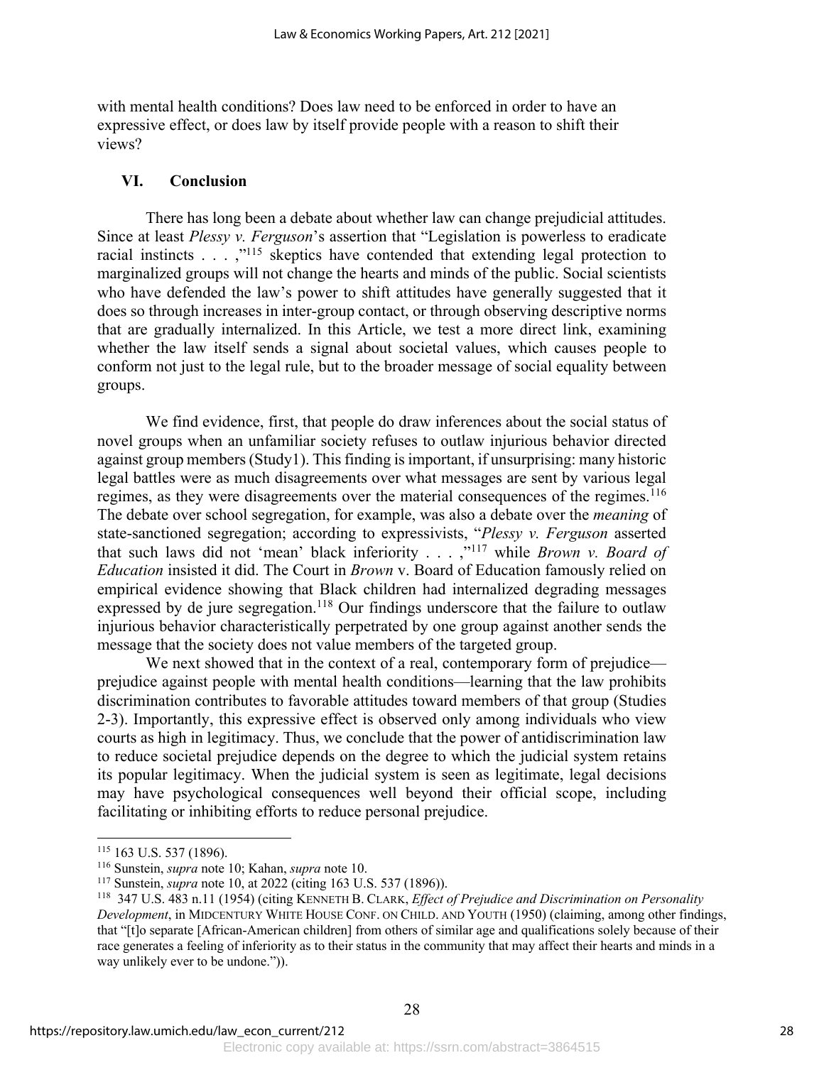with mental health conditions? Does law need to be enforced in order to have an expressive effect, or does law by itself provide people with a reason to shift their views?

## VI. Conclusion

There has long been a debate about whether law can change prejudicial attitudes. Since at least *Plessy v. Ferguson*'s assertion that "Legislation is powerless to eradicate racial instincts . . . ,"[115] skeptics have contended that extending legal protection to marginalized groups will not change the hearts and minds of the public. Social scientists who have defended the law's power to shift attitudes have generally suggested that it does so through increases in inter-group contact, or through observing descriptive norms that are gradually internalized. In this Article, we test a more direct link, examining whether the law itself sends a signal about societal values, which causes people to conform not just to the legal rule, but to the broader message of social equality between groups.

We find evidence, first, that people do draw inferences about the social status of novel groups when an unfamiliar society refuses to outlaw injurious behavior directed against group members (Study1). This finding is important, if unsurprising: many historic legal battles were as much disagreements over what messages are sent by various legal regimes, as they were disagreements over the material consequences of the regimes.[116] The debate over school segregation, for example, was also a debate over the *meaning* of state-sanctioned segregation; according to expressivists, "*Plessy v. Ferguson* asserted that such laws did not 'mean' black inferiority . . . ,"[117] while *Brown v. Board of Education* insisted it did. The Court in *Brown* v. Board of Education famously relied on empirical evidence showing that Black children had internalized degrading messages expressed by de jure segregation.[118] Our findings underscore that the failure to outlaw injurious behavior characteristically perpetrated by one group against another sends the message that the society does not value members of the targeted group.

We next showed that in the context of a real, contemporary form of prejudice—prejudice against people with mental health conditions—learning that the law prohibits discrimination contributes to favorable attitudes toward members of that group (Studies 2-3). Importantly, this expressive effect is observed only among individuals who view courts as high in legitimacy. Thus, we conclude that the power of antidiscrimination law to reduce societal prejudice depends on the degree to which the judicial system retains its popular legitimacy. When the judicial system is seen as legitimate, legal decisions may have psychological consequences well beyond their official scope, including facilitating or inhibiting efforts to reduce personal prejudice.

---

[115] 163 U.S. 537 (1896).

[116] Sunstein, *supra* note 10; Kahan, *supra* note 10.

[117] Sunstein, *supra* note 10, at 2022 (citing 163 U.S. 537 (1896)).

[118] 347 U.S. 483 n.11 (1954) (citing KENNETH B. CLARK, *Effect of Prejudice and Discrimination on Personality Development*, in MIDCENTURY WHITE HOUSE CONF. ON CHILD. AND YOUTH (1950) (claiming, among other findings, that "[t]o separate [African-American children] from others of similar age and qualifications solely because of their race generates a feeling of inferiority as to their status in the community that may affect their hearts and minds in a way unlikely ever to be undone.")).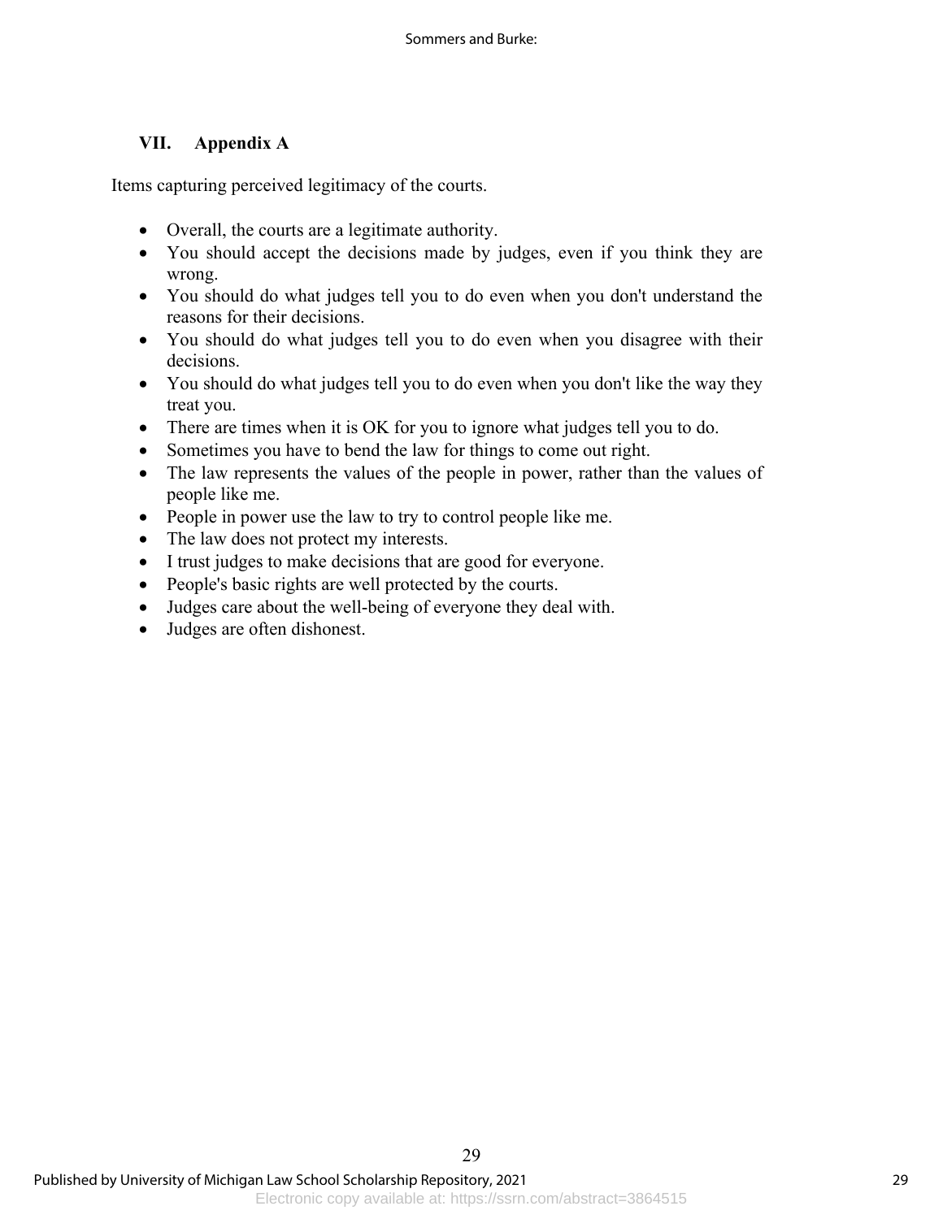## VII. Appendix A

Items capturing perceived legitimacy of the courts.

- Overall, the courts are a legitimate authority.
- You should accept the decisions made by judges, even if you think they are wrong.
- You should do what judges tell you to do even when you don't understand the reasons for their decisions.
- You should do what judges tell you to do even when you disagree with their decisions.
- You should do what judges tell you to do even when you don't like the way they treat you.
- There are times when it is OK for you to ignore what judges tell you to do.
- Sometimes you have to bend the law for things to come out right.
- The law represents the values of the people in power, rather than the values of people like me.
- People in power use the law to try to control people like me.
- The law does not protect my interests.
- I trust judges to make decisions that are good for everyone.
- People's basic rights are well protected by the courts.
- Judges care about the well-being of everyone they deal with.
- Judges are often dishonest.